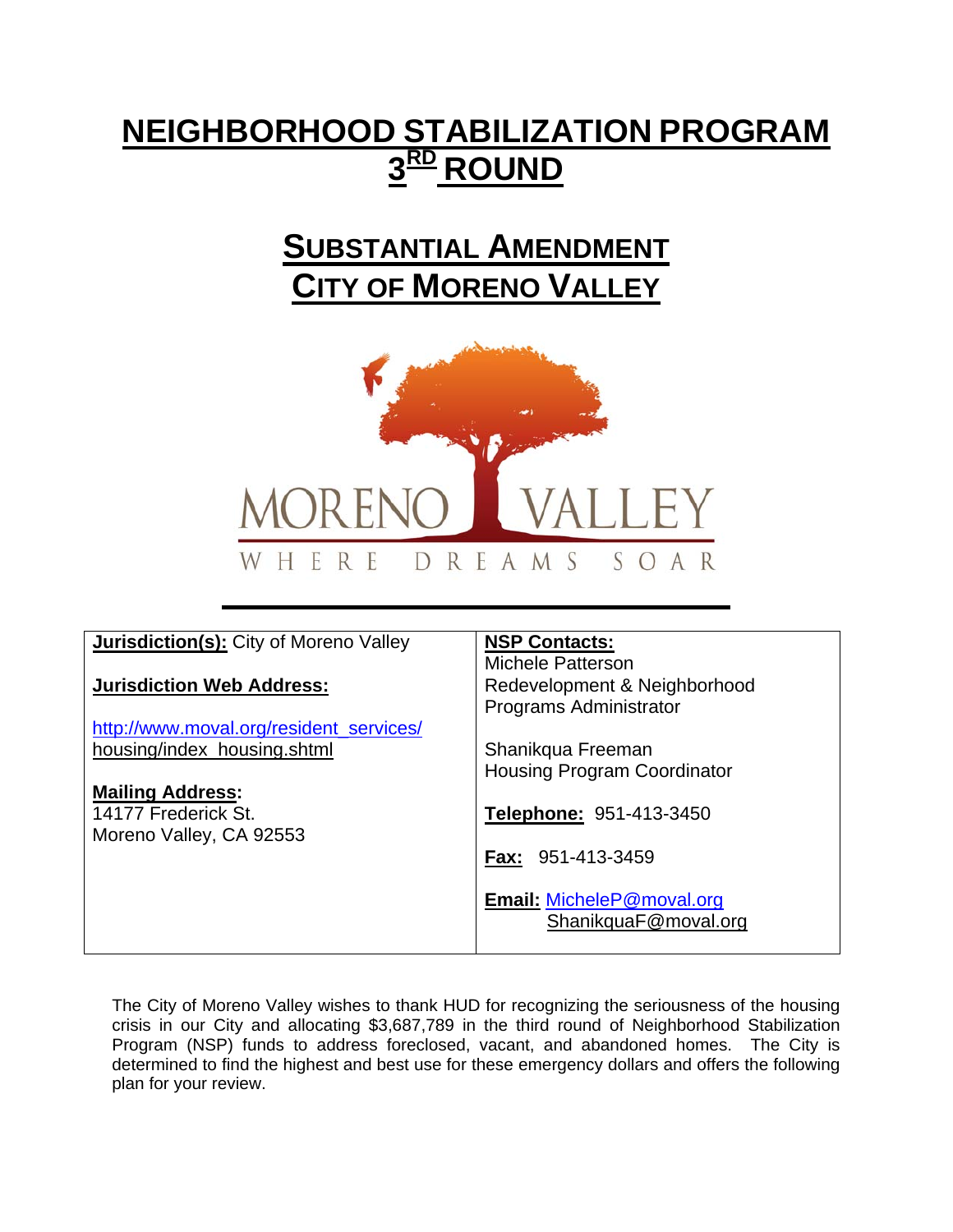# NEIGHBORHOOD STABILIZATION PROGRAM 3RD ROUND

## SUBSTANTIAL AMENDMENT
## CITY OF MORENO VALLEY

| **Jurisdiction(s):** City of Moreno Valley<br><br>**Jurisdiction Web Address:**<br><br>http://www.moval.org/resident_services/housing/index_housing.shtml<br><br>**Mailing Address:**<br>14177 Frederick St.<br>Moreno Valley, CA 92553 | **NSP Contacts:**<br>Michele Patterson<br>Redevelopment & Neighborhood Programs Administrator<br><br>Shanikqua Freeman<br>Housing Program Coordinator<br><br>**Telephone:** 951-413-3450<br><br>**Fax:** 951-413-3459<br><br>**Email:** MicheleP@moval.org<br>ShanikquaF@moval.org |
|---|---|

The City of Moreno Valley wishes to thank HUD for recognizing the seriousness of the housing crisis in our City and allocating $3,687,789 in the third round of Neighborhood Stabilization Program (NSP) funds to address foreclosed, vacant, and abandoned homes. The City is determined to find the highest and best use for these emergency dollars and offers the following plan for your review.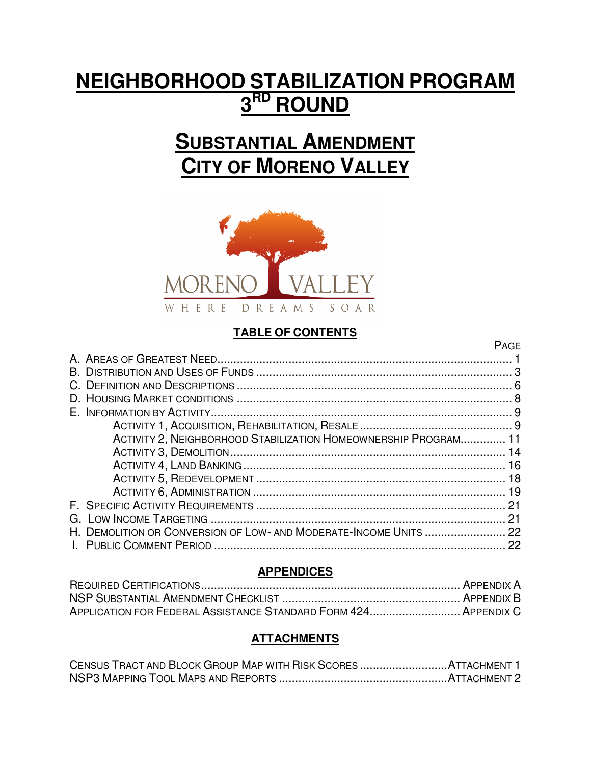# NEIGHBORHOOD STABILIZATION PROGRAM 3RD ROUND

## SUBSTANTIAL AMENDMENT CITY OF MORENO VALLEY

MORENO VALLEY

WHERE DREAMS SOAR

### TABLE OF CONTENTS

| | PAGE |
|---|---|
| A. AREAS OF GREATEST NEED | 1 |
| B. DISTRIBUTION AND USES OF FUNDS | 3 |
| C. DEFINITION AND DESCRIPTIONS | 6 |
| D. HOUSING MARKET CONDITIONS | 8 |
| E. INFORMATION BY ACTIVITY | 9 |
| ACTIVITY 1, ACQUISITION, REHABILITATION, RESALE | 9 |
| ACTIVITY 2, NEIGHBORHOOD STABILIZATION HOMEOWNERSHIP PROGRAM | 11 |
| ACTIVITY 3, DEMOLITION | 14 |
| ACTIVITY 4, LAND BANKING | 16 |
| ACTIVITY 5, REDEVELOPMENT | 18 |
| ACTIVITY 6, ADMINISTRATION | 19 |
| F. SPECIFIC ACTIVITY REQUIREMENTS | 21 |
| G. LOW INCOME TARGETING | 21 |
| H. DEMOLITION OR CONVERSION OF LOW- AND MODERATE-INCOME UNITS | 22 |
| I. PUBLIC COMMENT PERIOD | 22 |

### APPENDICES

| | |
|---|---|
| REQUIRED CERTIFICATIONS | APPENDIX A |
| NSP SUBSTANTIAL AMENDMENT CHECKLIST | APPENDIX B |
| APPLICATION FOR FEDERAL ASSISTANCE STANDARD FORM 424 | APPENDIX C |

### ATTACHMENTS

| | |
|---|---|
| CENSUS TRACT AND BLOCK GROUP MAP WITH RISK SCORES | ATTACHMENT 1 |
| NSP3 MAPPING TOOL MAPS AND REPORTS | ATTACHMENT 2 |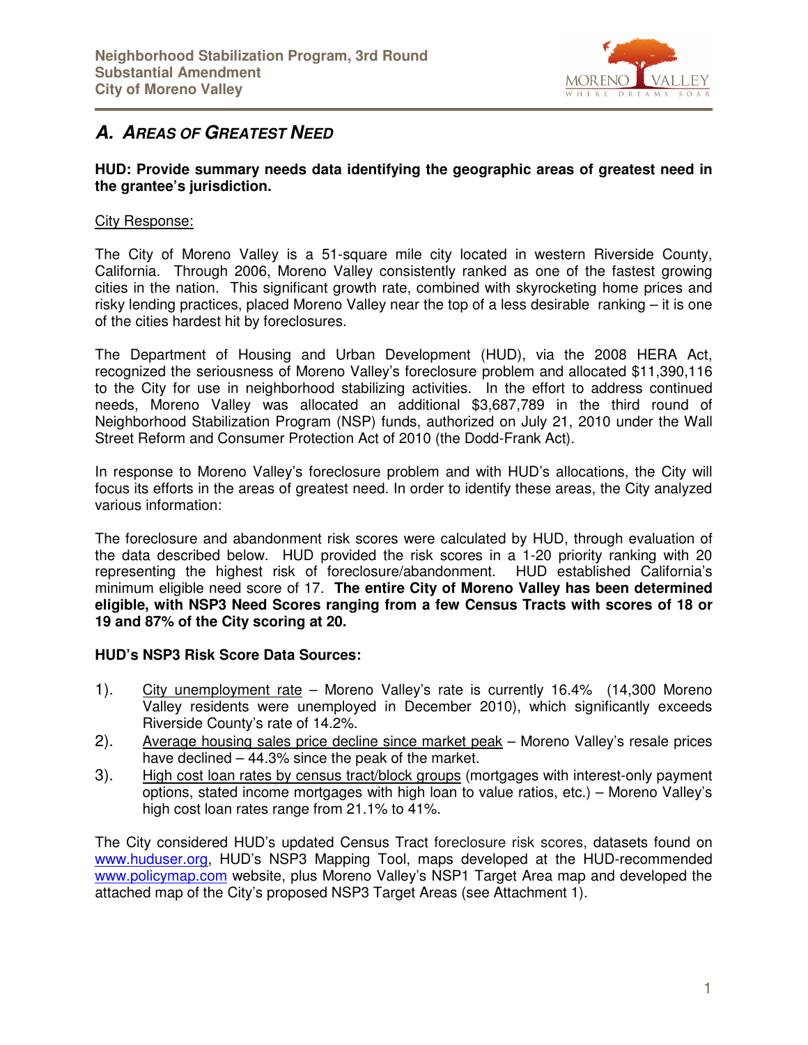## A. Areas of Greatest Need

**HUD: Provide summary needs data identifying the geographic areas of greatest need in the grantee's jurisdiction.**

City Response:

The City of Moreno Valley is a 51-square mile city located in western Riverside County, California. Through 2006, Moreno Valley consistently ranked as one of the fastest growing cities in the nation. This significant growth rate, combined with skyrocketing home prices and risky lending practices, placed Moreno Valley near the top of a less desirable ranking – it is one of the cities hardest hit by foreclosures.

The Department of Housing and Urban Development (HUD), via the 2008 HERA Act, recognized the seriousness of Moreno Valley's foreclosure problem and allocated $11,390,116 to the City for use in neighborhood stabilizing activities. In the effort to address continued needs, Moreno Valley was allocated an additional $3,687,789 in the third round of Neighborhood Stabilization Program (NSP) funds, authorized on July 21, 2010 under the Wall Street Reform and Consumer Protection Act of 2010 (the Dodd-Frank Act).

In response to Moreno Valley's foreclosure problem and with HUD's allocations, the City will focus its efforts in the areas of greatest need. In order to identify these areas, the City analyzed various information:

The foreclosure and abandonment risk scores were calculated by HUD, through evaluation of the data described below. HUD provided the risk scores in a 1-20 priority ranking with 20 representing the highest risk of foreclosure/abandonment. HUD established California's minimum eligible need score of 17. **The entire City of Moreno Valley has been determined eligible, with NSP3 Need Scores ranging from a few Census Tracts with scores of 18 or 19 and 87% of the City scoring at 20.**

**HUD's NSP3 Risk Score Data Sources:**

1). City unemployment rate – Moreno Valley's rate is currently 16.4% (14,300 Moreno Valley residents were unemployed in December 2010), which significantly exceeds Riverside County's rate of 14.2%.

2). Average housing sales price decline since market peak – Moreno Valley's resale prices have declined – 44.3% since the peak of the market.

3). High cost loan rates by census tract/block groups (mortgages with interest-only payment options, stated income mortgages with high loan to value ratios, etc.) – Moreno Valley's high cost loan rates range from 21.1% to 41%.

The City considered HUD's updated Census Tract foreclosure risk scores, datasets found on www.huduser.org, HUD's NSP3 Mapping Tool, maps developed at the HUD-recommended www.policymap.com website, plus Moreno Valley's NSP1 Target Area map and developed the attached map of the City's proposed NSP3 Target Areas (see Attachment 1).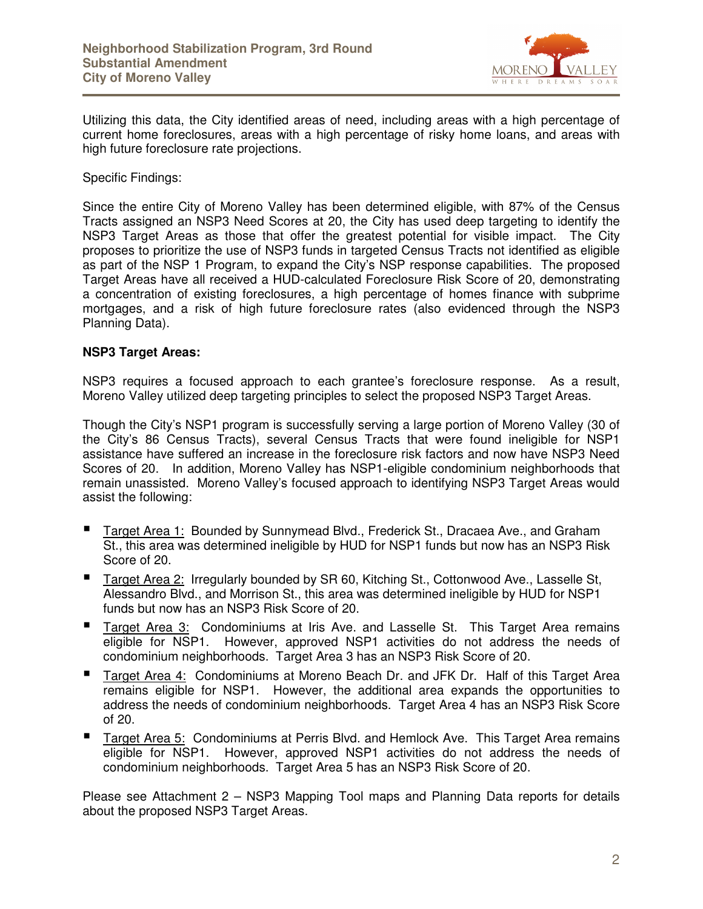Utilizing this data, the City identified areas of need, including areas with a high percentage of current home foreclosures, areas with a high percentage of risky home loans, and areas with high future foreclosure rate projections.

Specific Findings:

Since the entire City of Moreno Valley has been determined eligible, with 87% of the Census Tracts assigned an NSP3 Need Scores at 20, the City has used deep targeting to identify the NSP3 Target Areas as those that offer the greatest potential for visible impact. The City proposes to prioritize the use of NSP3 funds in targeted Census Tracts not identified as eligible as part of the NSP 1 Program, to expand the City's NSP response capabilities. The proposed Target Areas have all received a HUD-calculated Foreclosure Risk Score of 20, demonstrating a concentration of existing foreclosures, a high percentage of homes finance with subprime mortgages, and a risk of high future foreclosure rates (also evidenced through the NSP3 Planning Data).

**NSP3 Target Areas:**

NSP3 requires a focused approach to each grantee's foreclosure response. As a result, Moreno Valley utilized deep targeting principles to select the proposed NSP3 Target Areas.

Though the City's NSP1 program is successfully serving a large portion of Moreno Valley (30 of the City's 86 Census Tracts), several Census Tracts that were found ineligible for NSP1 assistance have suffered an increase in the foreclosure risk factors and now have NSP3 Need Scores of 20. In addition, Moreno Valley has NSP1-eligible condominium neighborhoods that remain unassisted. Moreno Valley's focused approach to identifying NSP3 Target Areas would assist the following:

- Target Area 1: Bounded by Sunnymead Blvd., Frederick St., Dracaea Ave., and Graham St., this area was determined ineligible by HUD for NSP1 funds but now has an NSP3 Risk Score of 20.
- Target Area 2: Irregularly bounded by SR 60, Kitching St., Cottonwood Ave., Lasselle St, Alessandro Blvd., and Morrison St., this area was determined ineligible by HUD for NSP1 funds but now has an NSP3 Risk Score of 20.
- Target Area 3: Condominiums at Iris Ave. and Lasselle St. This Target Area remains eligible for NSP1. However, approved NSP1 activities do not address the needs of condominium neighborhoods. Target Area 3 has an NSP3 Risk Score of 20.
- Target Area 4: Condominiums at Moreno Beach Dr. and JFK Dr. Half of this Target Area remains eligible for NSP1. However, the additional area expands the opportunities to address the needs of condominium neighborhoods. Target Area 4 has an NSP3 Risk Score of 20.
- Target Area 5: Condominiums at Perris Blvd. and Hemlock Ave. This Target Area remains eligible for NSP1. However, approved NSP1 activities do not address the needs of condominium neighborhoods. Target Area 5 has an NSP3 Risk Score of 20.

Please see Attachment 2 – NSP3 Mapping Tool maps and Planning Data reports for details about the proposed NSP3 Target Areas.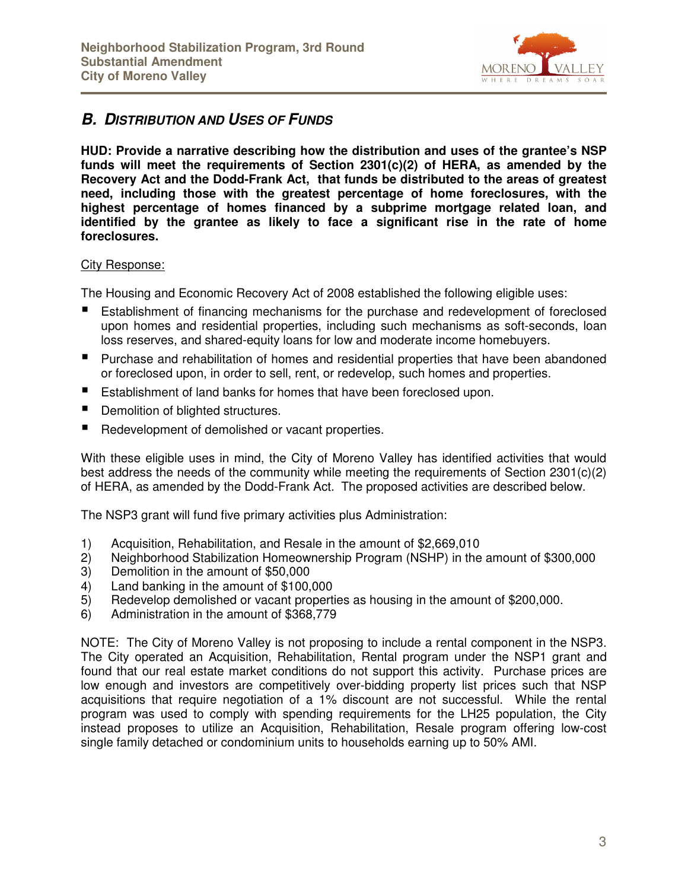## B. DISTRIBUTION AND USES OF FUNDS

**HUD: Provide a narrative describing how the distribution and uses of the grantee's NSP funds will meet the requirements of Section 2301(c)(2) of HERA, as amended by the Recovery Act and the Dodd-Frank Act, that funds be distributed to the areas of greatest need, including those with the greatest percentage of home foreclosures, with the highest percentage of homes financed by a subprime mortgage related loan, and identified by the grantee as likely to face a significant rise in the rate of home foreclosures.**

City Response:

The Housing and Economic Recovery Act of 2008 established the following eligible uses:

- Establishment of financing mechanisms for the purchase and redevelopment of foreclosed upon homes and residential properties, including such mechanisms as soft-seconds, loan loss reserves, and shared-equity loans for low and moderate income homebuyers.
- Purchase and rehabilitation of homes and residential properties that have been abandoned or foreclosed upon, in order to sell, rent, or redevelop, such homes and properties.
- Establishment of land banks for homes that have been foreclosed upon.
- Demolition of blighted structures.
- Redevelopment of demolished or vacant properties.

With these eligible uses in mind, the City of Moreno Valley has identified activities that would best address the needs of the community while meeting the requirements of Section 2301(c)(2) of HERA, as amended by the Dodd-Frank Act. The proposed activities are described below.

The NSP3 grant will fund five primary activities plus Administration:

1) Acquisition, Rehabilitation, and Resale in the amount of $2,669,010
2) Neighborhood Stabilization Homeownership Program (NSHP) in the amount of $300,000
3) Demolition in the amount of $50,000
4) Land banking in the amount of $100,000
5) Redevelop demolished or vacant properties as housing in the amount of $200,000.
6) Administration in the amount of $368,779

NOTE: The City of Moreno Valley is not proposing to include a rental component in the NSP3. The City operated an Acquisition, Rehabilitation, Rental program under the NSP1 grant and found that our real estate market conditions do not support this activity. Purchase prices are low enough and investors are competitively over-bidding property list prices such that NSP acquisitions that require negotiation of a 1% discount are not successful. While the rental program was used to comply with spending requirements for the LH25 population, the City instead proposes to utilize an Acquisition, Rehabilitation, Resale program offering low-cost single family detached or condominium units to households earning up to 50% AMI.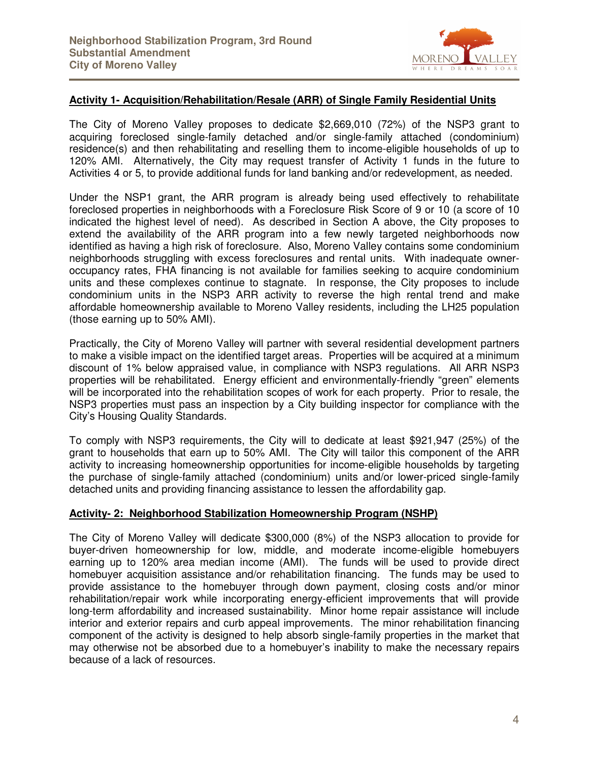## Activity 1- Acquisition/Rehabilitation/Resale (ARR) of Single Family Residential Units

The City of Moreno Valley proposes to dedicate $2,669,010 (72%) of the NSP3 grant to acquiring foreclosed single-family detached and/or single-family attached (condominium) residence(s) and then rehabilitating and reselling them to income-eligible households of up to 120% AMI. Alternatively, the City may request transfer of Activity 1 funds in the future to Activities 4 or 5, to provide additional funds for land banking and/or redevelopment, as needed.

Under the NSP1 grant, the ARR program is already being used effectively to rehabilitate foreclosed properties in neighborhoods with a Foreclosure Risk Score of 9 or 10 (a score of 10 indicated the highest level of need). As described in Section A above, the City proposes to extend the availability of the ARR program into a few newly targeted neighborhoods now identified as having a high risk of foreclosure. Also, Moreno Valley contains some condominium neighborhoods struggling with excess foreclosures and rental units. With inadequate owner-occupancy rates, FHA financing is not available for families seeking to acquire condominium units and these complexes continue to stagnate. In response, the City proposes to include condominium units in the NSP3 ARR activity to reverse the high rental trend and make affordable homeownership available to Moreno Valley residents, including the LH25 population (those earning up to 50% AMI).

Practically, the City of Moreno Valley will partner with several residential development partners to make a visible impact on the identified target areas. Properties will be acquired at a minimum discount of 1% below appraised value, in compliance with NSP3 regulations. All ARR NSP3 properties will be rehabilitated. Energy efficient and environmentally-friendly "green" elements will be incorporated into the rehabilitation scopes of work for each property. Prior to resale, the NSP3 properties must pass an inspection by a City building inspector for compliance with the City's Housing Quality Standards.

To comply with NSP3 requirements, the City will to dedicate at least $921,947 (25%) of the grant to households that earn up to 50% AMI. The City will tailor this component of the ARR activity to increasing homeownership opportunities for income-eligible households by targeting the purchase of single-family attached (condominium) units and/or lower-priced single-family detached units and providing financing assistance to lessen the affordability gap.

## Activity- 2: Neighborhood Stabilization Homeownership Program (NSHP)

The City of Moreno Valley will dedicate $300,000 (8%) of the NSP3 allocation to provide for buyer-driven homeownership for low, middle, and moderate income-eligible homebuyers earning up to 120% area median income (AMI). The funds will be used to provide direct homebuyer acquisition assistance and/or rehabilitation financing. The funds may be used to provide assistance to the homebuyer through down payment, closing costs and/or minor rehabilitation/repair work while incorporating energy-efficient improvements that will provide long-term affordability and increased sustainability. Minor home repair assistance will include interior and exterior repairs and curb appeal improvements. The minor rehabilitation financing component of the activity is designed to help absorb single-family properties in the market that may otherwise not be absorbed due to a homebuyer's inability to make the necessary repairs because of a lack of resources.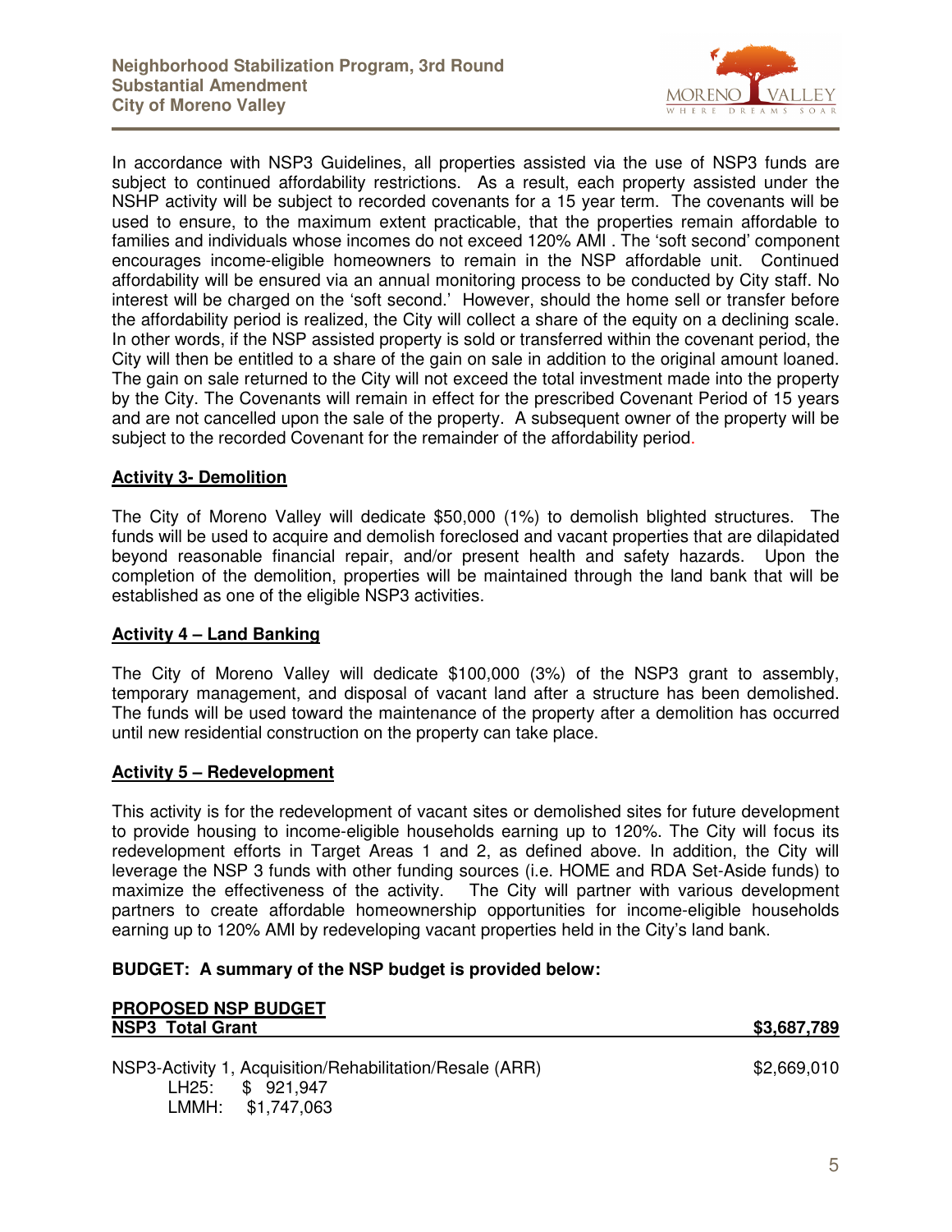In accordance with NSP3 Guidelines, all properties assisted via the use of NSP3 funds are subject to continued affordability restrictions. As a result, each property assisted under the NSHP activity will be subject to recorded covenants for a 15 year term. The covenants will be used to ensure, to the maximum extent practicable, that the properties remain affordable to families and individuals whose incomes do not exceed 120% AMI . The 'soft second' component encourages income-eligible homeowners to remain in the NSP affordable unit. Continued affordability will be ensured via an annual monitoring process to be conducted by City staff. No interest will be charged on the 'soft second.' However, should the home sell or transfer before the affordability period is realized, the City will collect a share of the equity on a declining scale. In other words, if the NSP assisted property is sold or transferred within the covenant period, the City will then be entitled to a share of the gain on sale in addition to the original amount loaned. The gain on sale returned to the City will not exceed the total investment made into the property by the City. The Covenants will remain in effect for the prescribed Covenant Period of 15 years and are not cancelled upon the sale of the property. A subsequent owner of the property will be subject to the recorded Covenant for the remainder of the affordability period.

**Activity 3- Demolition**

The City of Moreno Valley will dedicate $50,000 (1%) to demolish blighted structures. The funds will be used to acquire and demolish foreclosed and vacant properties that are dilapidated beyond reasonable financial repair, and/or present health and safety hazards. Upon the completion of the demolition, properties will be maintained through the land bank that will be established as one of the eligible NSP3 activities.

**Activity 4 – Land Banking**

The City of Moreno Valley will dedicate $100,000 (3%) of the NSP3 grant to assembly, temporary management, and disposal of vacant land after a structure has been demolished. The funds will be used toward the maintenance of the property after a demolition has occurred until new residential construction on the property can take place.

**Activity 5 – Redevelopment**

This activity is for the redevelopment of vacant sites or demolished sites for future development to provide housing to income-eligible households earning up to 120%. The City will focus its redevelopment efforts in Target Areas 1 and 2, as defined above. In addition, the City will leverage the NSP 3 funds with other funding sources (i.e. HOME and RDA Set-Aside funds) to maximize the effectiveness of the activity. The City will partner with various development partners to create affordable homeownership opportunities for income-eligible households earning up to 120% AMI by redeveloping vacant properties held in the City's land bank.

**BUDGET: A summary of the NSP budget is provided below:**

| **PROPOSED NSP BUDGET** **NSP3 Total Grant** | **$3,687,789** |
|---|---|
| NSP3-Activity 1, Acquisition/Rehabilitation/Resale (ARR) | $2,669,010 |
| LH25: $ 921,947 | |
| LMMH: $1,747,063 | |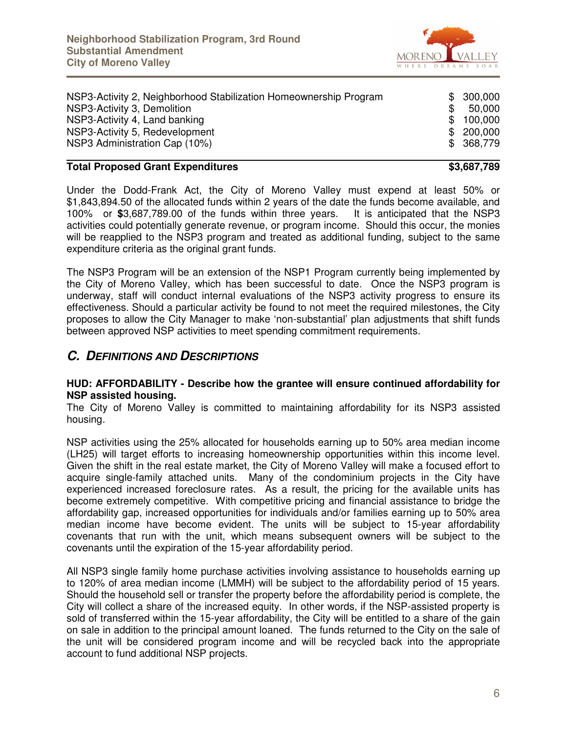| | |
|---|---|
| NSP3-Activity 2, Neighborhood Stabilization Homeownership Program | $ 300,000 |
| NSP3-Activity 3, Demolition | $ 50,000 |
| NSP3-Activity 4, Land banking | $ 100,000 |
| NSP3-Activity 5, Redevelopment | $ 200,000 |
| NSP3 Administration Cap (10%) | $ 368,779 |
| **Total Proposed Grant Expenditures** | **$3,687,789** |

Under the Dodd-Frank Act, the City of Moreno Valley must expend at least 50% or $1,843,894.50 of the allocated funds within 2 years of the date the funds become available, and 100% or **$**3,687,789.00 of the funds within three years. It is anticipated that the NSP3 activities could potentially generate revenue, or program income. Should this occur, the monies will be reapplied to the NSP3 program and treated as additional funding, subject to the same expenditure criteria as the original grant funds.

The NSP3 Program will be an extension of the NSP1 Program currently being implemented by the City of Moreno Valley, which has been successful to date. Once the NSP3 program is underway, staff will conduct internal evaluations of the NSP3 activity progress to ensure its effectiveness. Should a particular activity be found to not meet the required milestones, the City proposes to allow the City Manager to make 'non-substantial' plan adjustments that shift funds between approved NSP activities to meet spending commitment requirements.

## *C. DEFINITIONS AND DESCRIPTIONS*

**HUD: AFFORDABILITY - Describe how the grantee will ensure continued affordability for NSP assisted housing.**

The City of Moreno Valley is committed to maintaining affordability for its NSP3 assisted housing.

NSP activities using the 25% allocated for households earning up to 50% area median income (LH25) will target efforts to increasing homeownership opportunities within this income level. Given the shift in the real estate market, the City of Moreno Valley will make a focused effort to acquire single-family attached units. Many of the condominium projects in the City have experienced increased foreclosure rates. As a result, the pricing for the available units has become extremely competitive. With competitive pricing and financial assistance to bridge the affordability gap, increased opportunities for individuals and/or families earning up to 50% area median income have become evident. The units will be subject to 15-year affordability covenants that run with the unit, which means subsequent owners will be subject to the covenants until the expiration of the 15-year affordability period.

All NSP3 single family home purchase activities involving assistance to households earning up to 120% of area median income (LMMH) will be subject to the affordability period of 15 years. Should the household sell or transfer the property before the affordability period is complete, the City will collect a share of the increased equity. In other words, if the NSP-assisted property is sold of transferred within the 15-year affordability, the City will be entitled to a share of the gain on sale in addition to the principal amount loaned. The funds returned to the City on the sale of the unit will be considered program income and will be recycled back into the appropriate account to fund additional NSP projects.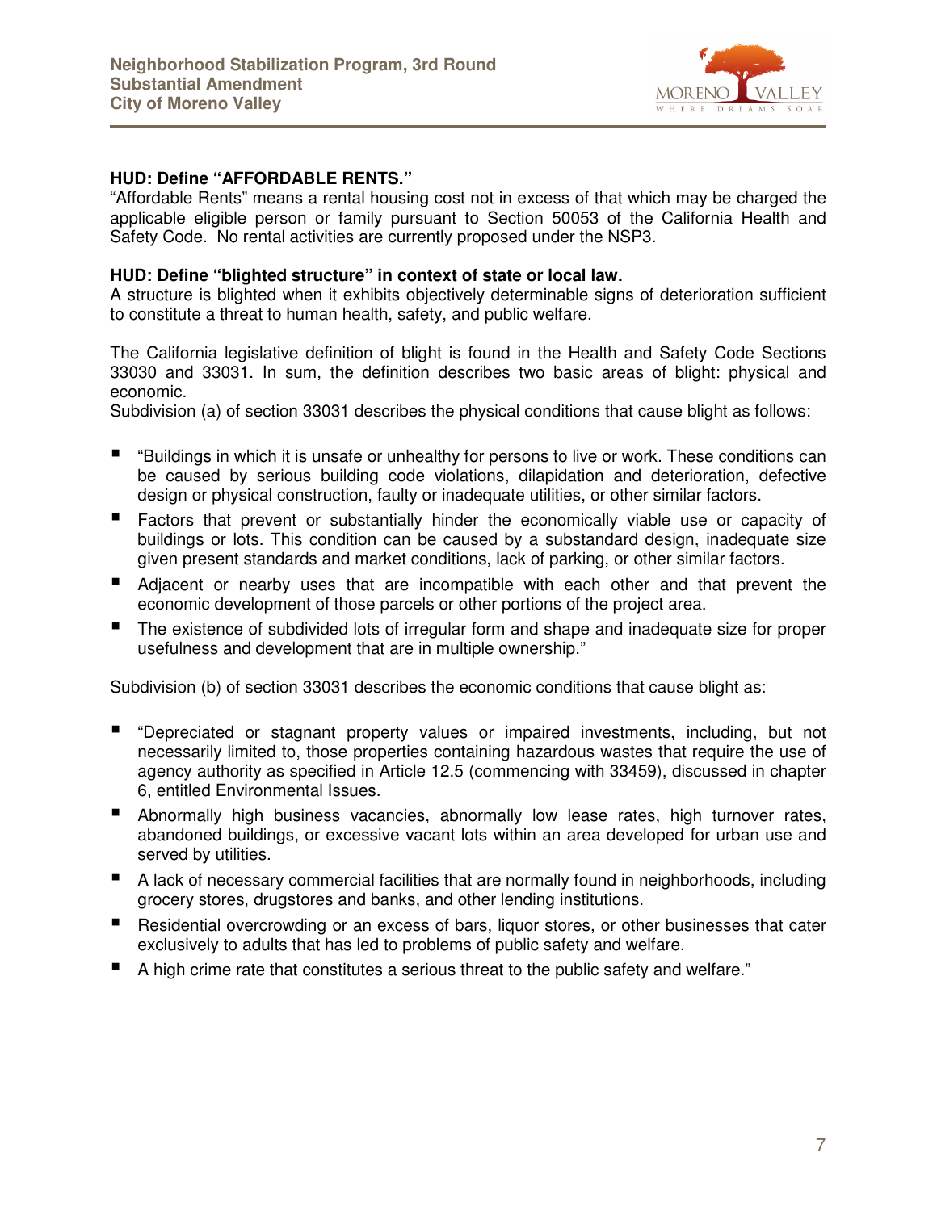**HUD: Define "AFFORDABLE RENTS."**

"Affordable Rents" means a rental housing cost not in excess of that which may be charged the applicable eligible person or family pursuant to Section 50053 of the California Health and Safety Code. No rental activities are currently proposed under the NSP3.

**HUD: Define "blighted structure" in context of state or local law.**

A structure is blighted when it exhibits objectively determinable signs of deterioration sufficient to constitute a threat to human health, safety, and public welfare.

The California legislative definition of blight is found in the Health and Safety Code Sections 33030 and 33031. In sum, the definition describes two basic areas of blight: physical and economic.

Subdivision (a) of section 33031 describes the physical conditions that cause blight as follows:

- "Buildings in which it is unsafe or unhealthy for persons to live or work. These conditions can be caused by serious building code violations, dilapidation and deterioration, defective design or physical construction, faulty or inadequate utilities, or other similar factors.
- Factors that prevent or substantially hinder the economically viable use or capacity of buildings or lots. This condition can be caused by a substandard design, inadequate size given present standards and market conditions, lack of parking, or other similar factors.
- Adjacent or nearby uses that are incompatible with each other and that prevent the economic development of those parcels or other portions of the project area.
- The existence of subdivided lots of irregular form and shape and inadequate size for proper usefulness and development that are in multiple ownership."

Subdivision (b) of section 33031 describes the economic conditions that cause blight as:

- "Depreciated or stagnant property values or impaired investments, including, but not necessarily limited to, those properties containing hazardous wastes that require the use of agency authority as specified in Article 12.5 (commencing with 33459), discussed in chapter 6, entitled Environmental Issues.
- Abnormally high business vacancies, abnormally low lease rates, high turnover rates, abandoned buildings, or excessive vacant lots within an area developed for urban use and served by utilities.
- A lack of necessary commercial facilities that are normally found in neighborhoods, including grocery stores, drugstores and banks, and other lending institutions.
- Residential overcrowding or an excess of bars, liquor stores, or other businesses that cater exclusively to adults that has led to problems of public safety and welfare.
- A high crime rate that constitutes a serious threat to the public safety and welfare."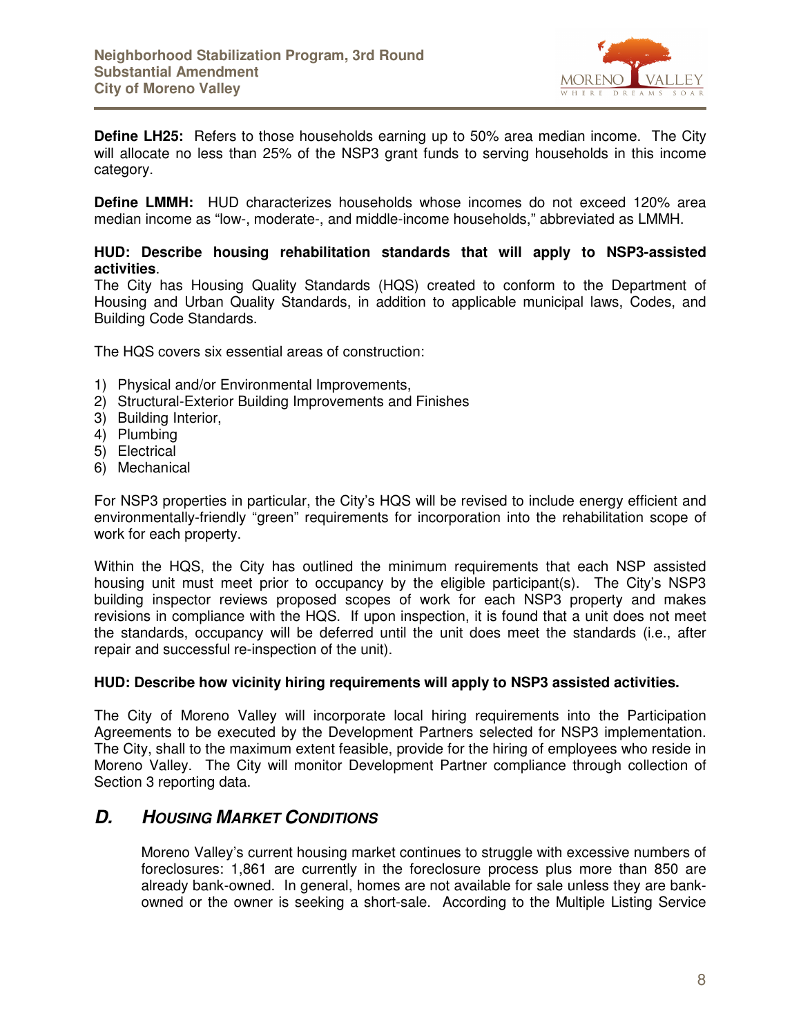**Define LH25:** Refers to those households earning up to 50% area median income. The City will allocate no less than 25% of the NSP3 grant funds to serving households in this income category.

**Define LMMH:** HUD characterizes households whose incomes do not exceed 120% area median income as "low-, moderate-, and middle-income households," abbreviated as LMMH.

**HUD: Describe housing rehabilitation standards that will apply to NSP3-assisted activities**.

The City has Housing Quality Standards (HQS) created to conform to the Department of Housing and Urban Quality Standards, in addition to applicable municipal laws, Codes, and Building Code Standards.

The HQS covers six essential areas of construction:

1) Physical and/or Environmental Improvements,
2) Structural-Exterior Building Improvements and Finishes
3) Building Interior,
4) Plumbing
5) Electrical
6) Mechanical

For NSP3 properties in particular, the City's HQS will be revised to include energy efficient and environmentally-friendly "green" requirements for incorporation into the rehabilitation scope of work for each property.

Within the HQS, the City has outlined the minimum requirements that each NSP assisted housing unit must meet prior to occupancy by the eligible participant(s). The City's NSP3 building inspector reviews proposed scopes of work for each NSP3 property and makes revisions in compliance with the HQS. If upon inspection, it is found that a unit does not meet the standards, occupancy will be deferred until the unit does meet the standards (i.e., after repair and successful re-inspection of the unit).

**HUD: Describe how vicinity hiring requirements will apply to NSP3 assisted activities.**

The City of Moreno Valley will incorporate local hiring requirements into the Participation Agreements to be executed by the Development Partners selected for NSP3 implementation. The City, shall to the maximum extent feasible, provide for the hiring of employees who reside in Moreno Valley. The City will monitor Development Partner compliance through collection of Section 3 reporting data.

## *D. Housing Market Conditions*

Moreno Valley's current housing market continues to struggle with excessive numbers of foreclosures: 1,861 are currently in the foreclosure process plus more than 850 are already bank-owned. In general, homes are not available for sale unless they are bank-owned or the owner is seeking a short-sale. According to the Multiple Listing Service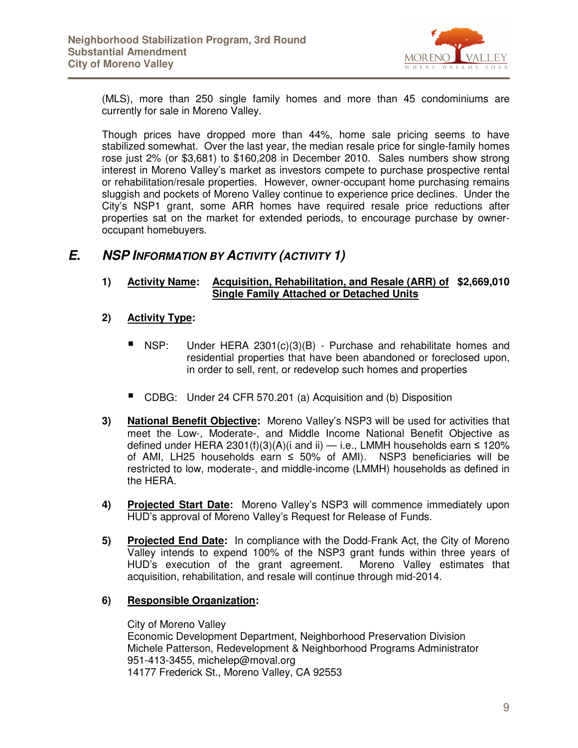(MLS), more than 250 single family homes and more than 45 condominiums are currently for sale in Moreno Valley.

Though prices have dropped more than 44%, home sale pricing seems to have stabilized somewhat. Over the last year, the median resale price for single-family homes rose just 2% (or $3,681) to $160,208 in December 2010. Sales numbers show strong interest in Moreno Valley's market as investors compete to purchase prospective rental or rehabilitation/resale properties. However, owner-occupant home purchasing remains sluggish and pockets of Moreno Valley continue to experience price declines. Under the City's NSP1 grant, some ARR homes have required resale price reductions after properties sat on the market for extended periods, to encourage purchase by owner-occupant homebuyers.

## *E. NSP INFORMATION BY ACTIVITY (ACTIVITY 1)*

1) **Activity Name:** **Acquisition, Rehabilitation, and Resale (ARR) of Single Family Attached or Detached Units** **$2,669,010**

2) **Activity Type:**

   - NSP: Under HERA 2301(c)(3)(B) - Purchase and rehabilitate homes and residential properties that have been abandoned or foreclosed upon, in order to sell, rent, or redevelop such homes and properties

   - CDBG: Under 24 CFR 570.201 (a) Acquisition and (b) Disposition

3) **National Benefit Objective:** Moreno Valley's NSP3 will be used for activities that meet the Low-, Moderate-, and Middle Income National Benefit Objective as defined under HERA 2301(f)(3)(A)(i and ii) — i.e., LMMH households earn ≤ 120% of AMI, LH25 households earn ≤ 50% of AMI). NSP3 beneficiaries will be restricted to low, moderate-, and middle-income (LMMH) households as defined in the HERA.

4) **Projected Start Date:** Moreno Valley's NSP3 will commence immediately upon HUD's approval of Moreno Valley's Request for Release of Funds.

5) **Projected End Date:** In compliance with the Dodd-Frank Act, the City of Moreno Valley intends to expend 100% of the NSP3 grant funds within three years of HUD's execution of the grant agreement. Moreno Valley estimates that acquisition, rehabilitation, and resale will continue through mid-2014.

6) **Responsible Organization:**

   City of Moreno Valley
   Economic Development Department, Neighborhood Preservation Division
   Michele Patterson, Redevelopment & Neighborhood Programs Administrator
   951-413-3455, michelep@moval.org
   14177 Frederick St., Moreno Valley, CA 92553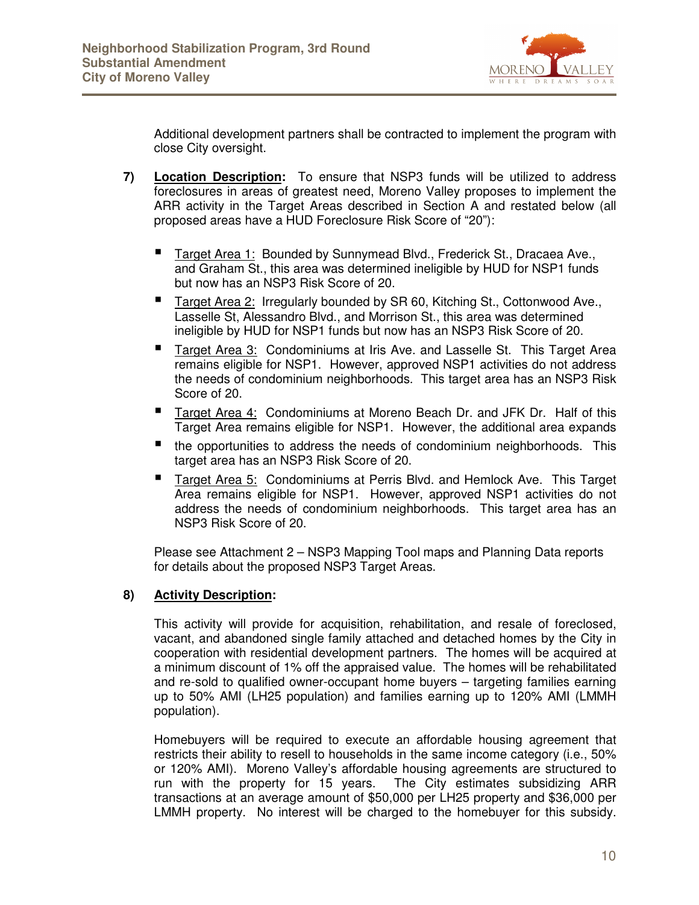Additional development partners shall be contracted to implement the program with close City oversight.

**7) Location Description:** To ensure that NSP3 funds will be utilized to address foreclosures in areas of greatest need, Moreno Valley proposes to implement the ARR activity in the Target Areas described in Section A and restated below (all proposed areas have a HUD Foreclosure Risk Score of "20"):

- Target Area 1: Bounded by Sunnymead Blvd., Frederick St., Dracaea Ave., and Graham St., this area was determined ineligible by HUD for NSP1 funds but now has an NSP3 Risk Score of 20.
- Target Area 2: Irregularly bounded by SR 60, Kitching St., Cottonwood Ave., Lasselle St, Alessandro Blvd., and Morrison St., this area was determined ineligible by HUD for NSP1 funds but now has an NSP3 Risk Score of 20.
- Target Area 3: Condominiums at Iris Ave. and Lasselle St. This Target Area remains eligible for NSP1. However, approved NSP1 activities do not address the needs of condominium neighborhoods. This target area has an NSP3 Risk Score of 20.
- Target Area 4: Condominiums at Moreno Beach Dr. and JFK Dr. Half of this Target Area remains eligible for NSP1. However, the additional area expands
- the opportunities to address the needs of condominium neighborhoods. This target area has an NSP3 Risk Score of 20.
- Target Area 5: Condominiums at Perris Blvd. and Hemlock Ave. This Target Area remains eligible for NSP1. However, approved NSP1 activities do not address the needs of condominium neighborhoods. This target area has an NSP3 Risk Score of 20.

Please see Attachment 2 – NSP3 Mapping Tool maps and Planning Data reports for details about the proposed NSP3 Target Areas.

**8) Activity Description:**

This activity will provide for acquisition, rehabilitation, and resale of foreclosed, vacant, and abandoned single family attached and detached homes by the City in cooperation with residential development partners. The homes will be acquired at a minimum discount of 1% off the appraised value. The homes will be rehabilitated and re-sold to qualified owner-occupant home buyers – targeting families earning up to 50% AMI (LH25 population) and families earning up to 120% AMI (LMMH population).

Homebuyers will be required to execute an affordable housing agreement that restricts their ability to resell to households in the same income category (i.e., 50% or 120% AMI). Moreno Valley's affordable housing agreements are structured to run with the property for 15 years. The City estimates subsidizing ARR transactions at an average amount of $50,000 per LH25 property and $36,000 per LMMH property. No interest will be charged to the homebuyer for this subsidy.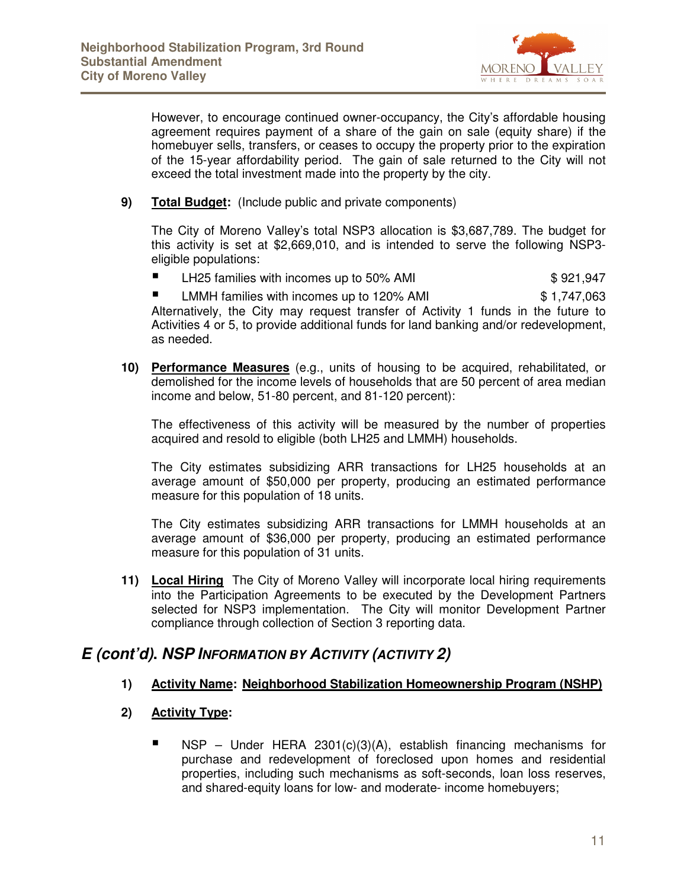However, to encourage continued owner-occupancy, the City's affordable housing agreement requires payment of a share of the gain on sale (equity share) if the homebuyer sells, transfers, or ceases to occupy the property prior to the expiration of the 15-year affordability period. The gain of sale returned to the City will not exceed the total investment made into the property by the city.

**9) Total Budget:** (Include public and private components)

The City of Moreno Valley's total NSP3 allocation is $3,687,789. The budget for this activity is set at $2,669,010, and is intended to serve the following NSP3-eligible populations:

- LH25 families with incomes up to 50% AMI — $ 921,947
- LMMH families with incomes up to 120% AMI — $ 1,747,063

Alternatively, the City may request transfer of Activity 1 funds in the future to Activities 4 or 5, to provide additional funds for land banking and/or redevelopment, as needed.

**10) Performance Measures** (e.g., units of housing to be acquired, rehabilitated, or demolished for the income levels of households that are 50 percent of area median income and below, 51-80 percent, and 81-120 percent):

The effectiveness of this activity will be measured by the number of properties acquired and resold to eligible (both LH25 and LMMH) households.

The City estimates subsidizing ARR transactions for LH25 households at an average amount of $50,000 per property, producing an estimated performance measure for this population of 18 units.

The City estimates subsidizing ARR transactions for LMMH households at an average amount of $36,000 per property, producing an estimated performance measure for this population of 31 units.

**11) Local Hiring** The City of Moreno Valley will incorporate local hiring requirements into the Participation Agreements to be executed by the Development Partners selected for NSP3 implementation. The City will monitor Development Partner compliance through collection of Section 3 reporting data.

## *E (cont'd). NSP Information by Activity (Activity 2)*

**1) Activity Name: Neighborhood Stabilization Homeownership Program (NSHP)**

**2) Activity Type:**

- NSP – Under HERA 2301(c)(3)(A), establish financing mechanisms for purchase and redevelopment of foreclosed upon homes and residential properties, including such mechanisms as soft-seconds, loan loss reserves, and shared-equity loans for low- and moderate- income homebuyers;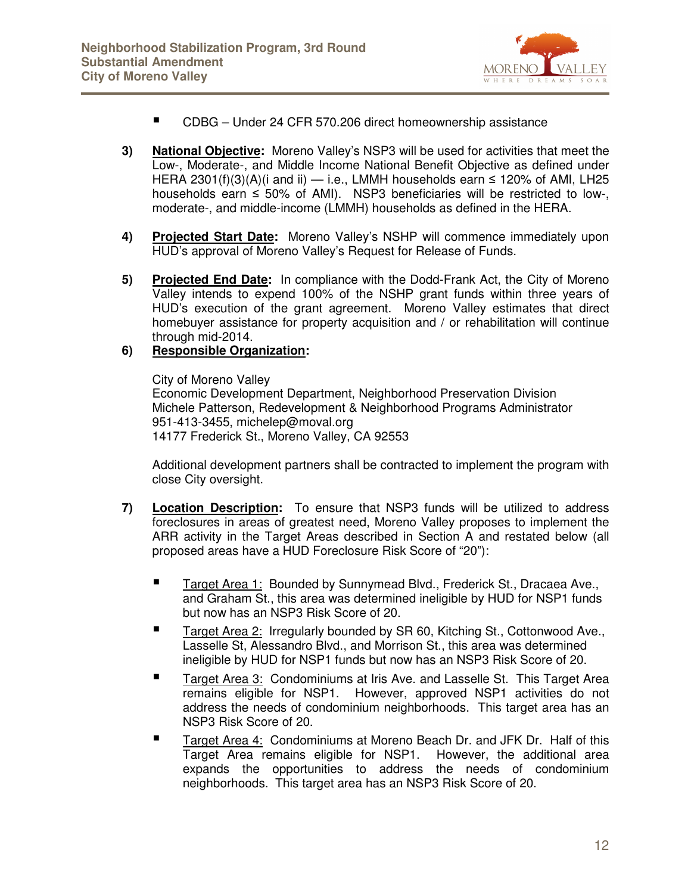- CDBG – Under 24 CFR 570.206 direct homeownership assistance

3) **<u>National Objective</u>:** Moreno Valley's NSP3 will be used for activities that meet the Low-, Moderate-, and Middle Income National Benefit Objective as defined under HERA 2301(f)(3)(A)(i and ii) — i.e., LMMH households earn ≤ 120% of AMI, LH25 households earn ≤ 50% of AMI). NSP3 beneficiaries will be restricted to low-, moderate-, and middle-income (LMMH) households as defined in the HERA.

4) **<u>Projected Start Date</u>:** Moreno Valley's NSHP will commence immediately upon HUD's approval of Moreno Valley's Request for Release of Funds.

5) **<u>Projected End Date</u>:** In compliance with the Dodd-Frank Act, the City of Moreno Valley intends to expend 100% of the NSHP grant funds within three years of HUD's execution of the grant agreement. Moreno Valley estimates that direct homebuyer assistance for property acquisition and / or rehabilitation will continue through mid-2014.

6) **<u>Responsible Organization</u>:**

   City of Moreno Valley
   Economic Development Department, Neighborhood Preservation Division
   Michele Patterson, Redevelopment & Neighborhood Programs Administrator
   951-413-3455, michelep@moval.org
   14177 Frederick St., Moreno Valley, CA 92553

   Additional development partners shall be contracted to implement the program with close City oversight.

7) **<u>Location Description</u>:** To ensure that NSP3 funds will be utilized to address foreclosures in areas of greatest need, Moreno Valley proposes to implement the ARR activity in the Target Areas described in Section A and restated below (all proposed areas have a HUD Foreclosure Risk Score of "20"):

   - <u>Target Area 1:</u> Bounded by Sunnymead Blvd., Frederick St., Dracaea Ave., and Graham St., this area was determined ineligible by HUD for NSP1 funds but now has an NSP3 Risk Score of 20.
   - <u>Target Area 2:</u> Irregularly bounded by SR 60, Kitching St., Cottonwood Ave., Lasselle St, Alessandro Blvd., and Morrison St., this area was determined ineligible by HUD for NSP1 funds but now has an NSP3 Risk Score of 20.
   - <u>Target Area 3:</u> Condominiums at Iris Ave. and Lasselle St. This Target Area remains eligible for NSP1. However, approved NSP1 activities do not address the needs of condominium neighborhoods. This target area has an NSP3 Risk Score of 20.
   - <u>Target Area 4:</u> Condominiums at Moreno Beach Dr. and JFK Dr. Half of this Target Area remains eligible for NSP1. However, the additional area expands the opportunities to address the needs of condominium neighborhoods. This target area has an NSP3 Risk Score of 20.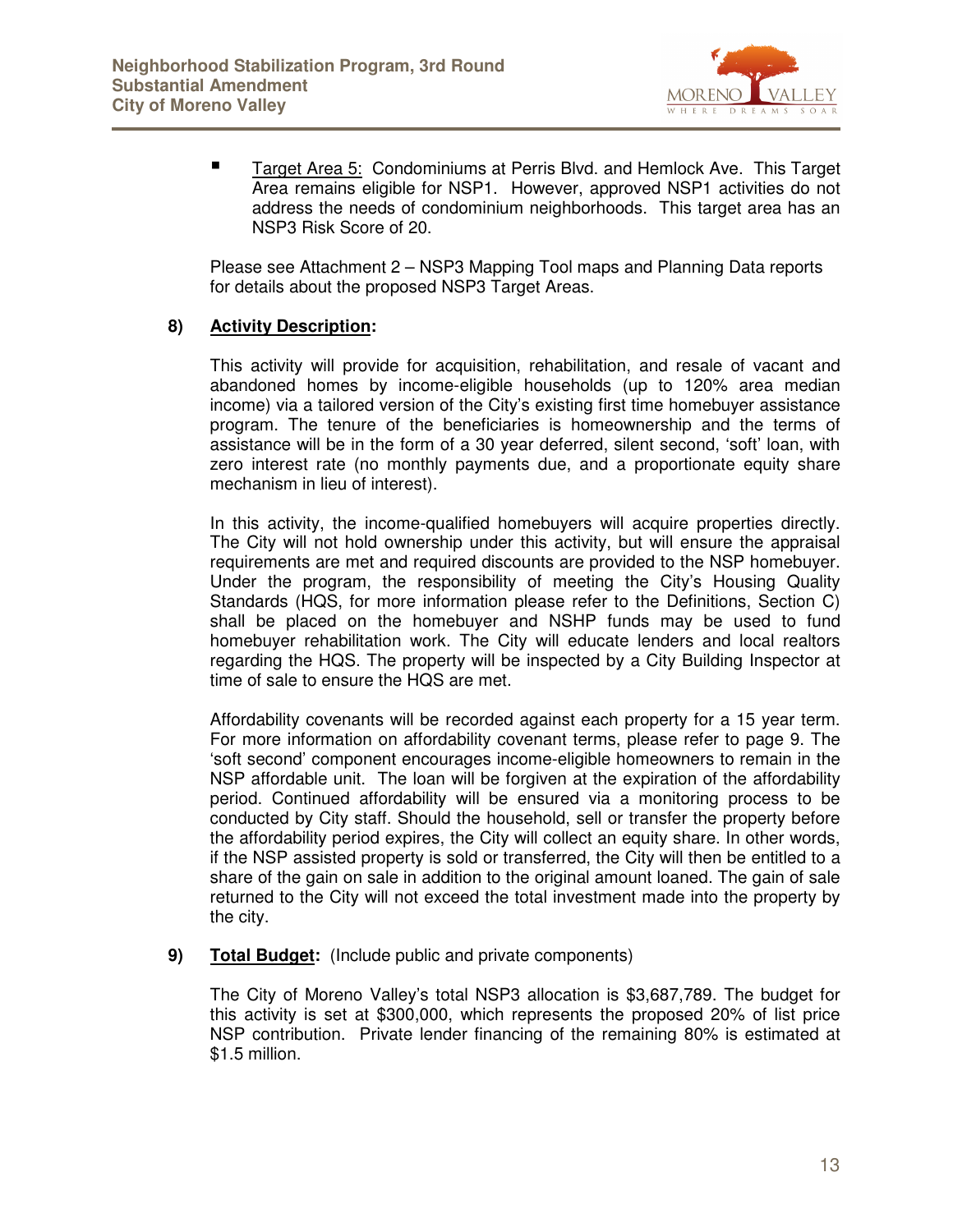- Target Area 5: Condominiums at Perris Blvd. and Hemlock Ave. This Target Area remains eligible for NSP1. However, approved NSP1 activities do not address the needs of condominium neighborhoods. This target area has an NSP3 Risk Score of 20.

Please see Attachment 2 – NSP3 Mapping Tool maps and Planning Data reports for details about the proposed NSP3 Target Areas.

**8) Activity Description:**

This activity will provide for acquisition, rehabilitation, and resale of vacant and abandoned homes by income-eligible households (up to 120% area median income) via a tailored version of the City's existing first time homebuyer assistance program. The tenure of the beneficiaries is homeownership and the terms of assistance will be in the form of a 30 year deferred, silent second, 'soft' loan, with zero interest rate (no monthly payments due, and a proportionate equity share mechanism in lieu of interest).

In this activity, the income-qualified homebuyers will acquire properties directly. The City will not hold ownership under this activity, but will ensure the appraisal requirements are met and required discounts are provided to the NSP homebuyer. Under the program, the responsibility of meeting the City's Housing Quality Standards (HQS, for more information please refer to the Definitions, Section C) shall be placed on the homebuyer and NSHP funds may be used to fund homebuyer rehabilitation work. The City will educate lenders and local realtors regarding the HQS. The property will be inspected by a City Building Inspector at time of sale to ensure the HQS are met.

Affordability covenants will be recorded against each property for a 15 year term. For more information on affordability covenant terms, please refer to page 9. The 'soft second' component encourages income-eligible homeowners to remain in the NSP affordable unit. The loan will be forgiven at the expiration of the affordability period. Continued affordability will be ensured via a monitoring process to be conducted by City staff. Should the household, sell or transfer the property before the affordability period expires, the City will collect an equity share. In other words, if the NSP assisted property is sold or transferred, the City will then be entitled to a share of the gain on sale in addition to the original amount loaned. The gain of sale returned to the City will not exceed the total investment made into the property by the city.

**9) Total Budget:** (Include public and private components)

The City of Moreno Valley's total NSP3 allocation is $3,687,789. The budget for this activity is set at $300,000, which represents the proposed 20% of list price NSP contribution. Private lender financing of the remaining 80% is estimated at $1.5 million.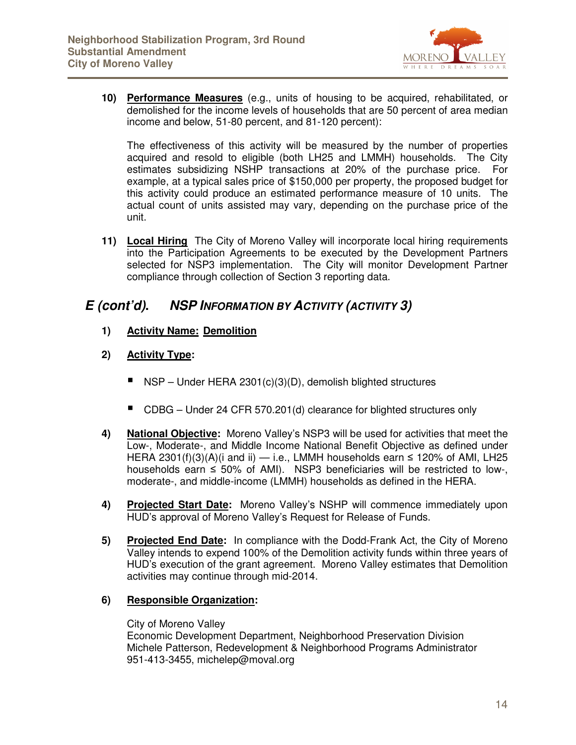10) **Performance Measures** (e.g., units of housing to be acquired, rehabilitated, or demolished for the income levels of households that are 50 percent of area median income and below, 51-80 percent, and 81-120 percent):

    The effectiveness of this activity will be measured by the number of properties acquired and resold to eligible (both LH25 and LMMH) households. The City estimates subsidizing NSHP transactions at 20% of the purchase price. For example, at a typical sales price of $150,000 per property, the proposed budget for this activity could produce an estimated performance measure of 10 units. The actual count of units assisted may vary, depending on the purchase price of the unit.

11) **Local Hiring** The City of Moreno Valley will incorporate local hiring requirements into the Participation Agreements to be executed by the Development Partners selected for NSP3 implementation. The City will monitor Development Partner compliance through collection of Section 3 reporting data.

## E (cont'd). NSP INFORMATION BY ACTIVITY (ACTIVITY 3)

1) **Activity Name: Demolition**

2) **Activity Type:**

   - NSP – Under HERA 2301(c)(3)(D), demolish blighted structures
   - CDBG – Under 24 CFR 570.201(d) clearance for blighted structures only

4) **National Objective:** Moreno Valley's NSP3 will be used for activities that meet the Low-, Moderate-, and Middle Income National Benefit Objective as defined under HERA 2301(f)(3)(A)(i and ii) — i.e., LMMH households earn ≤ 120% of AMI, LH25 households earn ≤ 50% of AMI). NSP3 beneficiaries will be restricted to low-, moderate-, and middle-income (LMMH) households as defined in the HERA.

4) **Projected Start Date:** Moreno Valley's NSHP will commence immediately upon HUD's approval of Moreno Valley's Request for Release of Funds.

5) **Projected End Date:** In compliance with the Dodd-Frank Act, the City of Moreno Valley intends to expend 100% of the Demolition activity funds within three years of HUD's execution of the grant agreement. Moreno Valley estimates that Demolition activities may continue through mid-2014.

6) **Responsible Organization:**

   City of Moreno Valley
   Economic Development Department, Neighborhood Preservation Division
   Michele Patterson, Redevelopment & Neighborhood Programs Administrator
   951-413-3455, michelep@moval.org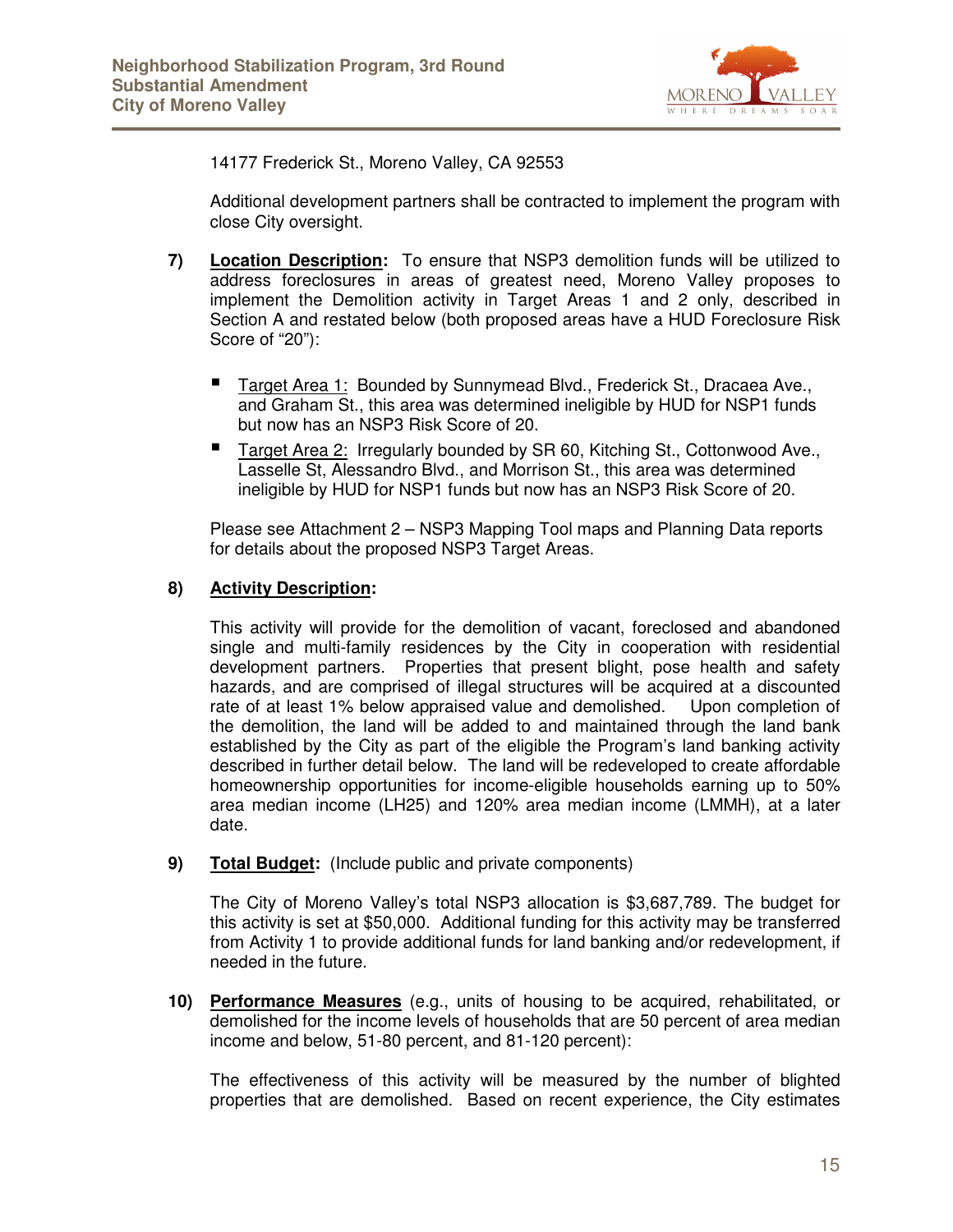14177 Frederick St., Moreno Valley, CA 92553

Additional development partners shall be contracted to implement the program with close City oversight.

**7)** **Location Description:** To ensure that NSP3 demolition funds will be utilized to address foreclosures in areas of greatest need, Moreno Valley proposes to implement the Demolition activity in Target Areas 1 and 2 only, described in Section A and restated below (both proposed areas have a HUD Foreclosure Risk Score of "20"):

- Target Area 1: Bounded by Sunnymead Blvd., Frederick St., Dracaea Ave., and Graham St., this area was determined ineligible by HUD for NSP1 funds but now has an NSP3 Risk Score of 20.
- Target Area 2: Irregularly bounded by SR 60, Kitching St., Cottonwood Ave., Lasselle St, Alessandro Blvd., and Morrison St., this area was determined ineligible by HUD for NSP1 funds but now has an NSP3 Risk Score of 20.

Please see Attachment 2 – NSP3 Mapping Tool maps and Planning Data reports for details about the proposed NSP3 Target Areas.

**8)** **Activity Description:**

This activity will provide for the demolition of vacant, foreclosed and abandoned single and multi-family residences by the City in cooperation with residential development partners. Properties that present blight, pose health and safety hazards, and are comprised of illegal structures will be acquired at a discounted rate of at least 1% below appraised value and demolished. Upon completion of the demolition, the land will be added to and maintained through the land bank established by the City as part of the eligible the Program's land banking activity described in further detail below. The land will be redeveloped to create affordable homeownership opportunities for income-eligible households earning up to 50% area median income (LH25) and 120% area median income (LMMH), at a later date.

**9)** **Total Budget:** (Include public and private components)

The City of Moreno Valley's total NSP3 allocation is $3,687,789. The budget for this activity is set at $50,000. Additional funding for this activity may be transferred from Activity 1 to provide additional funds for land banking and/or redevelopment, if needed in the future.

**10)** **Performance Measures** (e.g., units of housing to be acquired, rehabilitated, or demolished for the income levels of households that are 50 percent of area median income and below, 51-80 percent, and 81-120 percent):

The effectiveness of this activity will be measured by the number of blighted properties that are demolished. Based on recent experience, the City estimates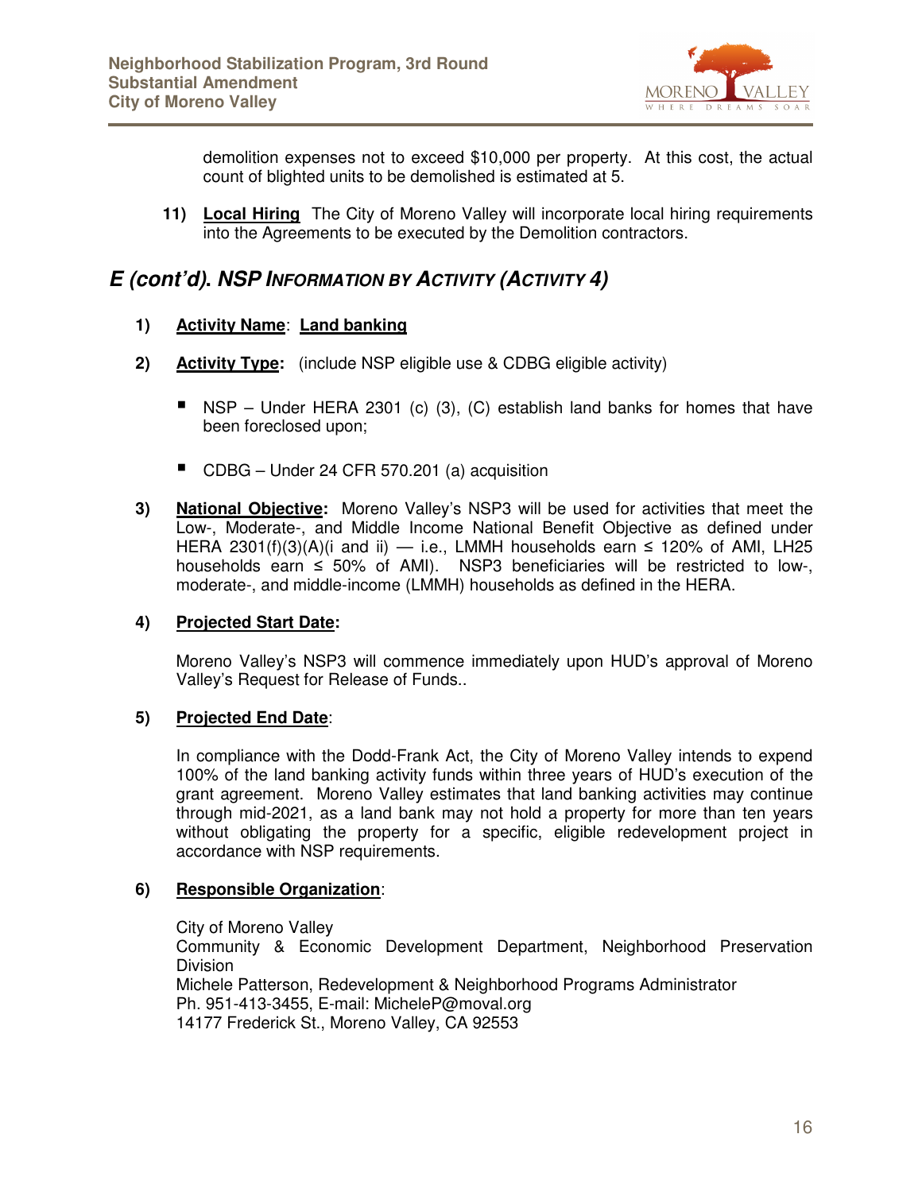demolition expenses not to exceed $10,000 per property. At this cost, the actual count of blighted units to be demolished is estimated at 5.

11) **Local Hiring** The City of Moreno Valley will incorporate local hiring requirements into the Agreements to be executed by the Demolition contractors.

## *E (cont'd). NSP Information by Activity (Activity 4)*

1) **Activity Name**: **Land banking**

2) **Activity Type:** (include NSP eligible use & CDBG eligible activity)

   - NSP – Under HERA 2301 (c) (3), (C) establish land banks for homes that have been foreclosed upon;

   - CDBG – Under 24 CFR 570.201 (a) acquisition

3) **National Objective:** Moreno Valley's NSP3 will be used for activities that meet the Low-, Moderate-, and Middle Income National Benefit Objective as defined under HERA 2301(f)(3)(A)(i and ii) — i.e., LMMH households earn ≤ 120% of AMI, LH25 households earn ≤ 50% of AMI). NSP3 beneficiaries will be restricted to low-, moderate-, and middle-income (LMMH) households as defined in the HERA.

4) **Projected Start Date:**

   Moreno Valley's NSP3 will commence immediately upon HUD's approval of Moreno Valley's Request for Release of Funds..

5) **Projected End Date**:

   In compliance with the Dodd-Frank Act, the City of Moreno Valley intends to expend 100% of the land banking activity funds within three years of HUD's execution of the grant agreement. Moreno Valley estimates that land banking activities may continue through mid-2021, as a land bank may not hold a property for more than ten years without obligating the property for a specific, eligible redevelopment project in accordance with NSP requirements.

6) **Responsible Organization**:

   City of Moreno Valley
   Community & Economic Development Department, Neighborhood Preservation Division
   Michele Patterson, Redevelopment & Neighborhood Programs Administrator
   Ph. 951-413-3455, E-mail: MicheleP@moval.org
   14177 Frederick St., Moreno Valley, CA 92553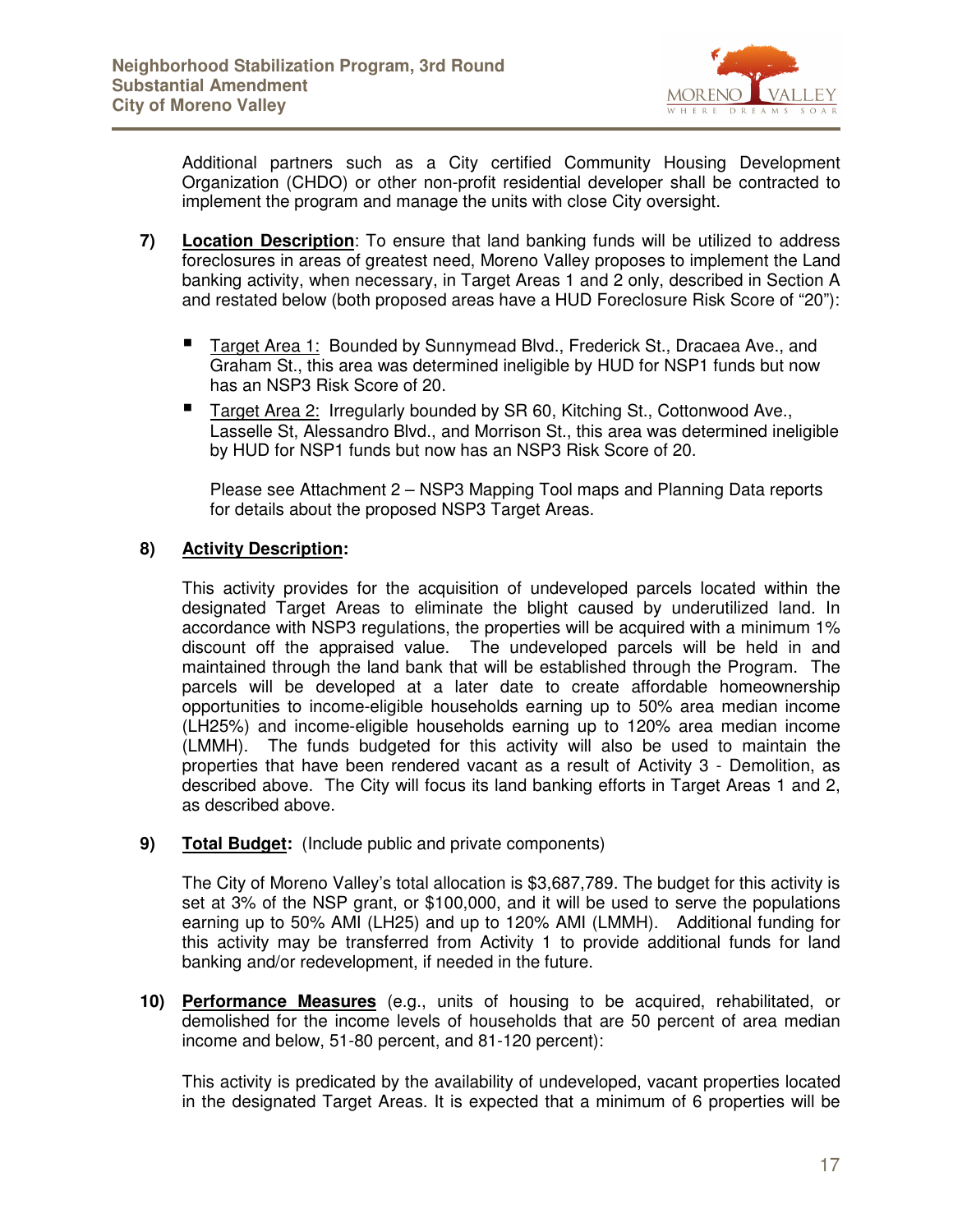Additional partners such as a City certified Community Housing Development Organization (CHDO) or other non-profit residential developer shall be contracted to implement the program and manage the units with close City oversight.

**7)** **Location Description**: To ensure that land banking funds will be utilized to address foreclosures in areas of greatest need, Moreno Valley proposes to implement the Land banking activity, when necessary, in Target Areas 1 and 2 only, described in Section A and restated below (both proposed areas have a HUD Foreclosure Risk Score of "20"):

- Target Area 1: Bounded by Sunnymead Blvd., Frederick St., Dracaea Ave., and Graham St., this area was determined ineligible by HUD for NSP1 funds but now has an NSP3 Risk Score of 20.
- Target Area 2: Irregularly bounded by SR 60, Kitching St., Cottonwood Ave., Lasselle St, Alessandro Blvd., and Morrison St., this area was determined ineligible by HUD for NSP1 funds but now has an NSP3 Risk Score of 20.

  Please see Attachment 2 – NSP3 Mapping Tool maps and Planning Data reports for details about the proposed NSP3 Target Areas.

**8)** **Activity Description:**

This activity provides for the acquisition of undeveloped parcels located within the designated Target Areas to eliminate the blight caused by underutilized land. In accordance with NSP3 regulations, the properties will be acquired with a minimum 1% discount off the appraised value. The undeveloped parcels will be held in and maintained through the land bank that will be established through the Program. The parcels will be developed at a later date to create affordable homeownership opportunities to income-eligible households earning up to 50% area median income (LH25%) and income-eligible households earning up to 120% area median income (LMMH). The funds budgeted for this activity will also be used to maintain the properties that have been rendered vacant as a result of Activity 3 - Demolition, as described above. The City will focus its land banking efforts in Target Areas 1 and 2, as described above.

**9)** **Total Budget:** (Include public and private components)

The City of Moreno Valley's total allocation is $3,687,789. The budget for this activity is set at 3% of the NSP grant, or $100,000, and it will be used to serve the populations earning up to 50% AMI (LH25) and up to 120% AMI (LMMH). Additional funding for this activity may be transferred from Activity 1 to provide additional funds for land banking and/or redevelopment, if needed in the future.

**10)** **Performance Measures** (e.g., units of housing to be acquired, rehabilitated, or demolished for the income levels of households that are 50 percent of area median income and below, 51-80 percent, and 81-120 percent):

This activity is predicated by the availability of undeveloped, vacant properties located in the designated Target Areas. It is expected that a minimum of 6 properties will be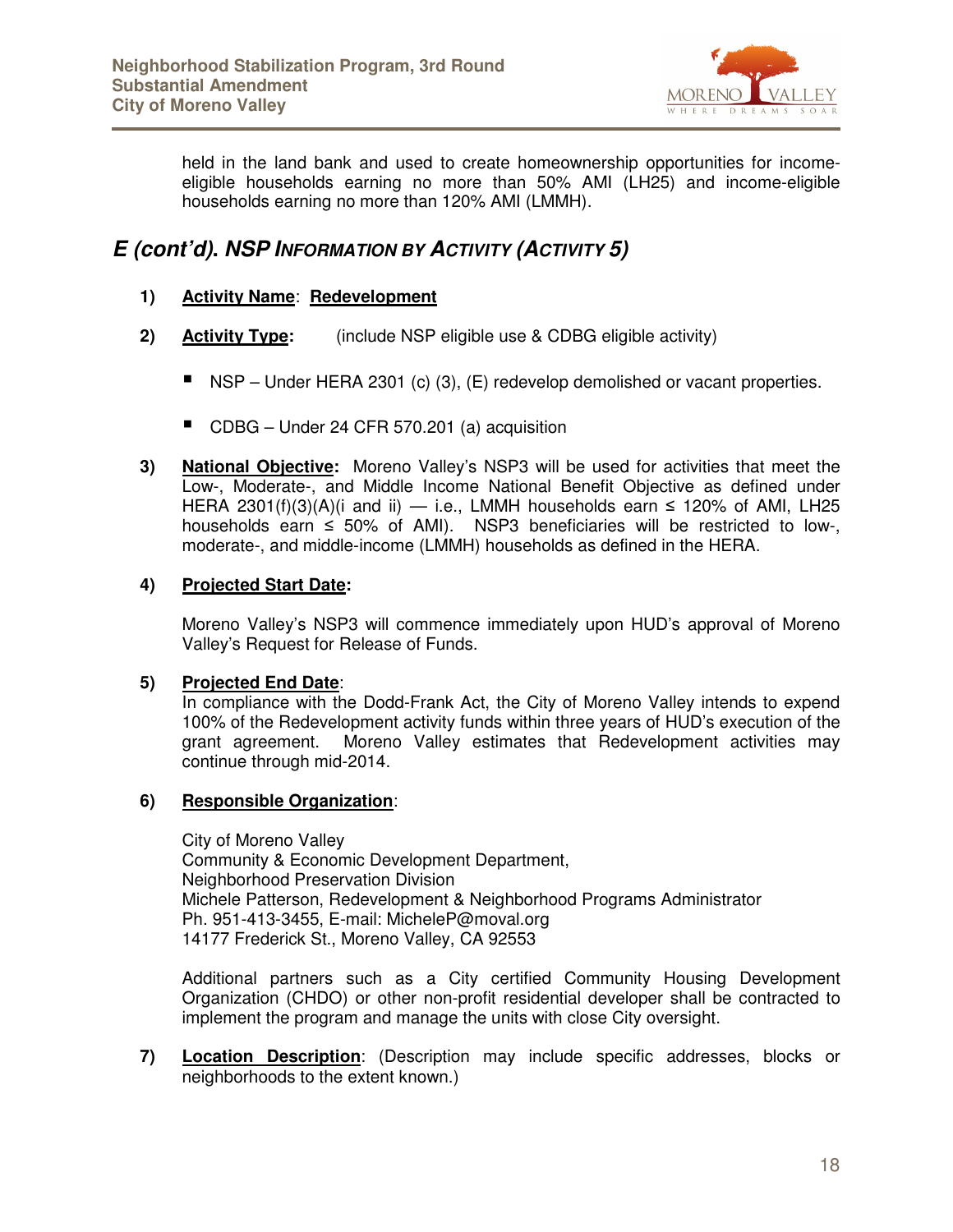held in the land bank and used to create homeownership opportunities for income-eligible households earning no more than 50% AMI (LH25) and income-eligible households earning no more than 120% AMI (LMMH).

## *E (cont'd). NSP Information by Activity (Activity 5)*

1) **Activity Name**: **Redevelopment**

2) **Activity Type:** (include NSP eligible use & CDBG eligible activity)

   - NSP – Under HERA 2301 (c) (3), (E) redevelop demolished or vacant properties.

   - CDBG – Under 24 CFR 570.201 (a) acquisition

3) **National Objective:** Moreno Valley's NSP3 will be used for activities that meet the Low-, Moderate-, and Middle Income National Benefit Objective as defined under HERA 2301(f)(3)(A)(i and ii) — i.e., LMMH households earn ≤ 120% of AMI, LH25 households earn ≤ 50% of AMI). NSP3 beneficiaries will be restricted to low-, moderate-, and middle-income (LMMH) households as defined in the HERA.

4) **Projected Start Date:**

   Moreno Valley's NSP3 will commence immediately upon HUD's approval of Moreno Valley's Request for Release of Funds.

5) **Projected End Date**:
   In compliance with the Dodd-Frank Act, the City of Moreno Valley intends to expend 100% of the Redevelopment activity funds within three years of HUD's execution of the grant agreement. Moreno Valley estimates that Redevelopment activities may continue through mid-2014.

6) **Responsible Organization**:

   City of Moreno Valley
   Community & Economic Development Department,
   Neighborhood Preservation Division
   Michele Patterson, Redevelopment & Neighborhood Programs Administrator
   Ph. 951-413-3455, E-mail: MicheleP@moval.org
   14177 Frederick St., Moreno Valley, CA 92553

   Additional partners such as a City certified Community Housing Development Organization (CHDO) or other non-profit residential developer shall be contracted to implement the program and manage the units with close City oversight.

7) **Location Description**: (Description may include specific addresses, blocks or neighborhoods to the extent known.)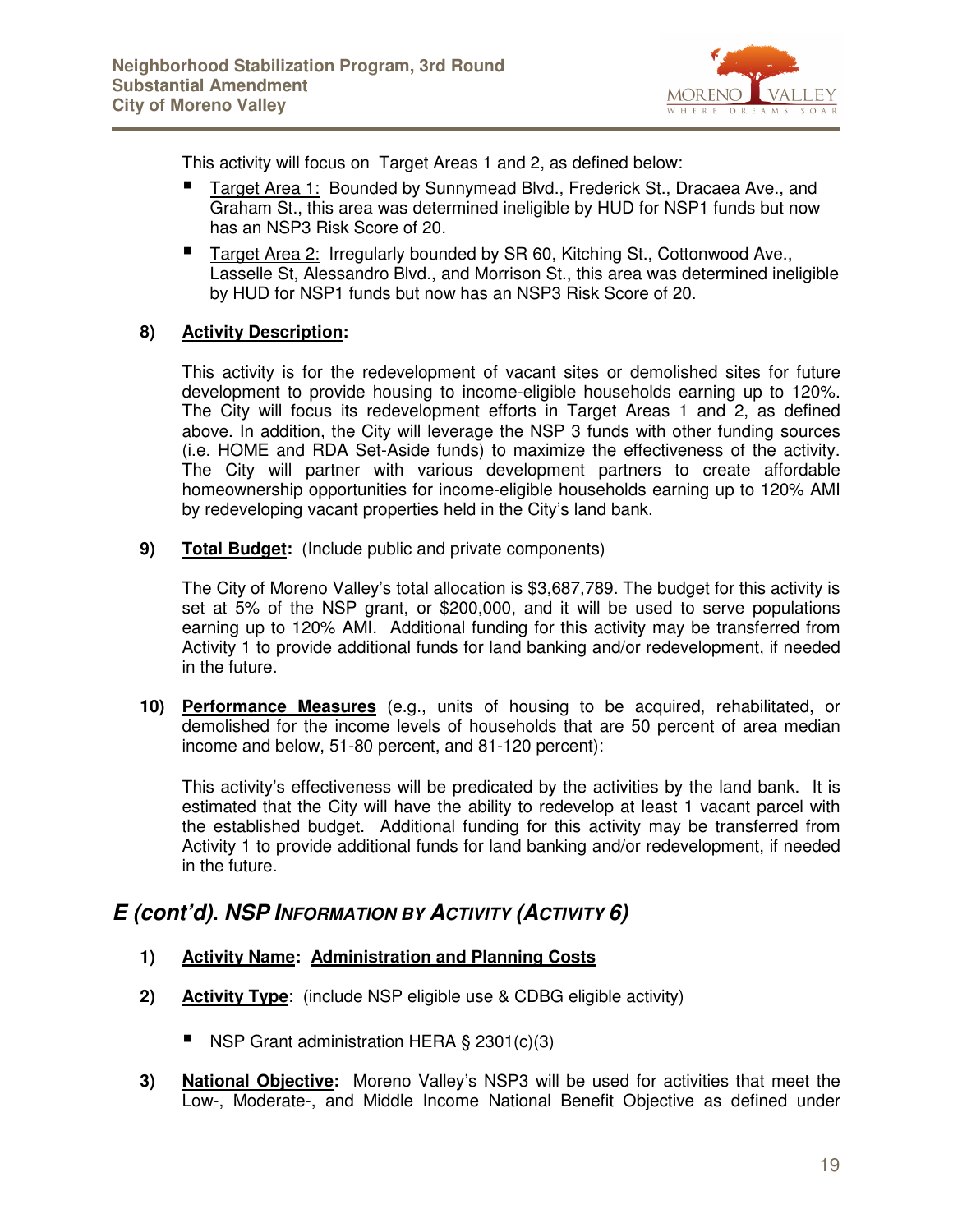This activity will focus on Target Areas 1 and 2, as defined below:

- Target Area 1: Bounded by Sunnymead Blvd., Frederick St., Dracaea Ave., and Graham St., this area was determined ineligible by HUD for NSP1 funds but now has an NSP3 Risk Score of 20.
- Target Area 2: Irregularly bounded by SR 60, Kitching St., Cottonwood Ave., Lasselle St, Alessandro Blvd., and Morrison St., this area was determined ineligible by HUD for NSP1 funds but now has an NSP3 Risk Score of 20.

**8) Activity Description:**

This activity is for the redevelopment of vacant sites or demolished sites for future development to provide housing to income-eligible households earning up to 120%. The City will focus its redevelopment efforts in Target Areas 1 and 2, as defined above. In addition, the City will leverage the NSP 3 funds with other funding sources (i.e. HOME and RDA Set-Aside funds) to maximize the effectiveness of the activity. The City will partner with various development partners to create affordable homeownership opportunities for income-eligible households earning up to 120% AMI by redeveloping vacant properties held in the City's land bank.

**9) Total Budget:** (Include public and private components)

The City of Moreno Valley's total allocation is $3,687,789. The budget for this activity is set at 5% of the NSP grant, or $200,000, and it will be used to serve populations earning up to 120% AMI. Additional funding for this activity may be transferred from Activity 1 to provide additional funds for land banking and/or redevelopment, if needed in the future.

**10) Performance Measures** (e.g., units of housing to be acquired, rehabilitated, or demolished for the income levels of households that are 50 percent of area median income and below, 51-80 percent, and 81-120 percent):

This activity's effectiveness will be predicated by the activities by the land bank. It is estimated that the City will have the ability to redevelop at least 1 vacant parcel with the established budget. Additional funding for this activity may be transferred from Activity 1 to provide additional funds for land banking and/or redevelopment, if needed in the future.

## *E (cont'd). NSP Information by Activity (Activity 6)*

**1) Activity Name: Administration and Planning Costs**

**2) Activity Type:** (include NSP eligible use & CDBG eligible activity)

- NSP Grant administration HERA § 2301(c)(3)

**3) National Objective:** Moreno Valley's NSP3 will be used for activities that meet the Low-, Moderate-, and Middle Income National Benefit Objective as defined under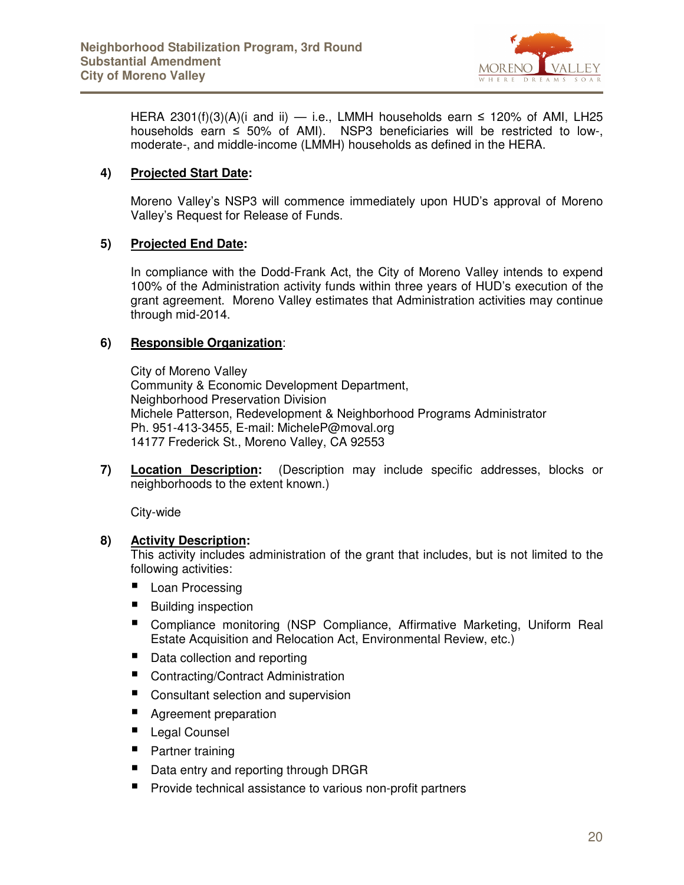HERA 2301(f)(3)(A)(i and ii) — i.e., LMMH households earn ≤ 120% of AMI, LH25 households earn ≤ 50% of AMI). NSP3 beneficiaries will be restricted to low-, moderate-, and middle-income (LMMH) households as defined in the HERA.

**4) Projected Start Date:**

Moreno Valley's NSP3 will commence immediately upon HUD's approval of Moreno Valley's Request for Release of Funds.

**5) Projected End Date:**

In compliance with the Dodd-Frank Act, the City of Moreno Valley intends to expend 100% of the Administration activity funds within three years of HUD's execution of the grant agreement. Moreno Valley estimates that Administration activities may continue through mid-2014.

**6) Responsible Organization:**

City of Moreno Valley
Community & Economic Development Department,
Neighborhood Preservation Division
Michele Patterson, Redevelopment & Neighborhood Programs Administrator
Ph. 951-413-3455, E-mail: MicheleP@moval.org
14177 Frederick St., Moreno Valley, CA 92553

**7) Location Description:** (Description may include specific addresses, blocks or neighborhoods to the extent known.)

City-wide

**8) Activity Description:**
This activity includes administration of the grant that includes, but is not limited to the following activities:

- Loan Processing
- Building inspection
- Compliance monitoring (NSP Compliance, Affirmative Marketing, Uniform Real Estate Acquisition and Relocation Act, Environmental Review, etc.)
- Data collection and reporting
- Contracting/Contract Administration
- Consultant selection and supervision
- Agreement preparation
- Legal Counsel
- Partner training
- Data entry and reporting through DRGR
- Provide technical assistance to various non-profit partners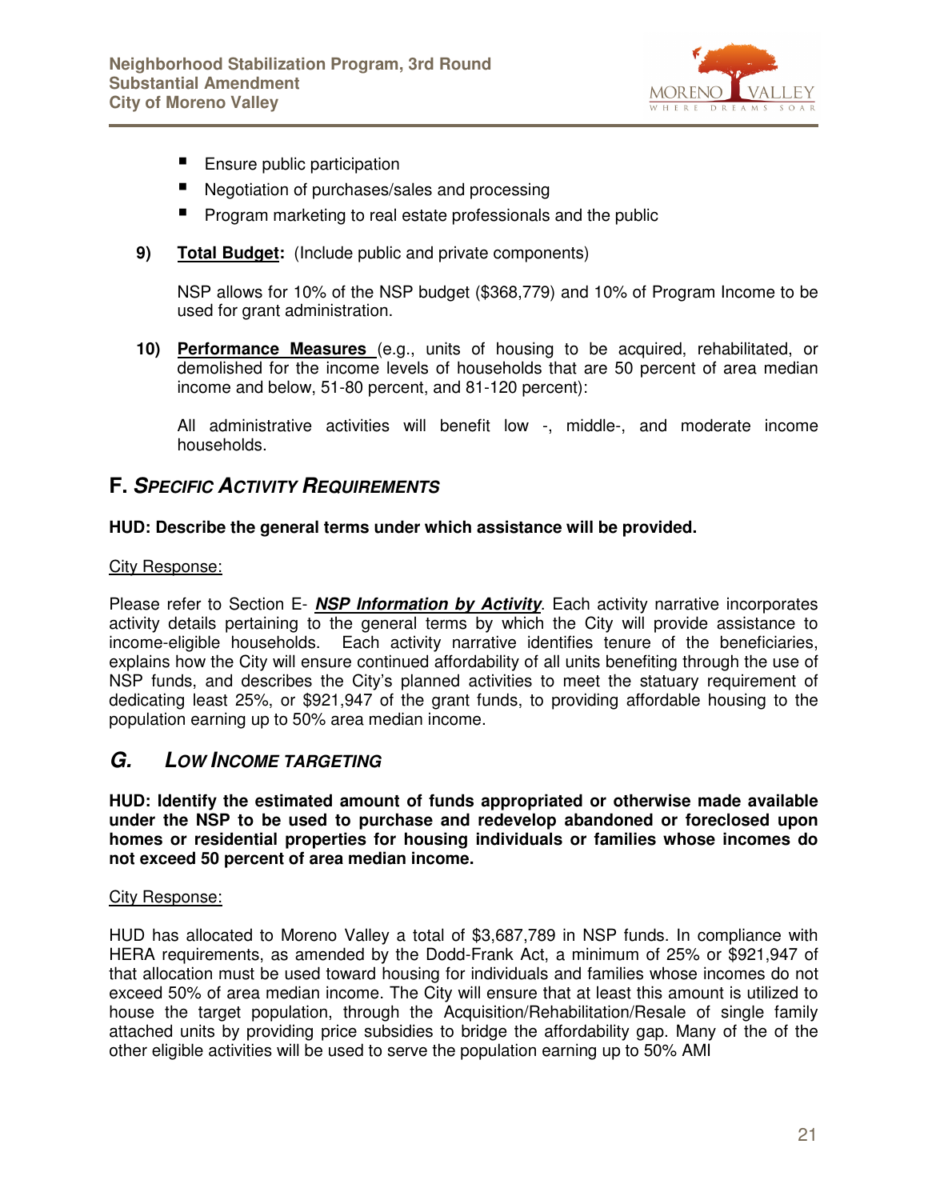- Ensure public participation
- Negotiation of purchases/sales and processing
- Program marketing to real estate professionals and the public

**9)** **Total Budget:** (Include public and private components)

NSP allows for 10% of the NSP budget ($368,779) and 10% of Program Income to be used for grant administration.

**10)** **Performance Measures** (e.g., units of housing to be acquired, rehabilitated, or demolished for the income levels of households that are 50 percent of area median income and below, 51-80 percent, and 81-120 percent):

All administrative activities will benefit low -, middle-, and moderate income households.

## F. *SPECIFIC ACTIVITY REQUIREMENTS*

**HUD: Describe the general terms under which assistance will be provided.**

City Response:

Please refer to Section E- ***NSP Information by Activity***. Each activity narrative incorporates activity details pertaining to the general terms by which the City will provide assistance to income-eligible households. Each activity narrative identifies tenure of the beneficiaries, explains how the City will ensure continued affordability of all units benefiting through the use of NSP funds, and describes the City's planned activities to meet the statuary requirement of dedicating least 25%, or $921,947 of the grant funds, to providing affordable housing to the population earning up to 50% area median income.

## *G. LOW INCOME TARGETING*

**HUD: Identify the estimated amount of funds appropriated or otherwise made available under the NSP to be used to purchase and redevelop abandoned or foreclosed upon homes or residential properties for housing individuals or families whose incomes do not exceed 50 percent of area median income.**

City Response:

HUD has allocated to Moreno Valley a total of $3,687,789 in NSP funds. In compliance with HERA requirements, as amended by the Dodd-Frank Act, a minimum of 25% or $921,947 of that allocation must be used toward housing for individuals and families whose incomes do not exceed 50% of area median income. The City will ensure that at least this amount is utilized to house the target population, through the Acquisition/Rehabilitation/Resale of single family attached units by providing price subsidies to bridge the affordability gap. Many of the of the other eligible activities will be used to serve the population earning up to 50% AMI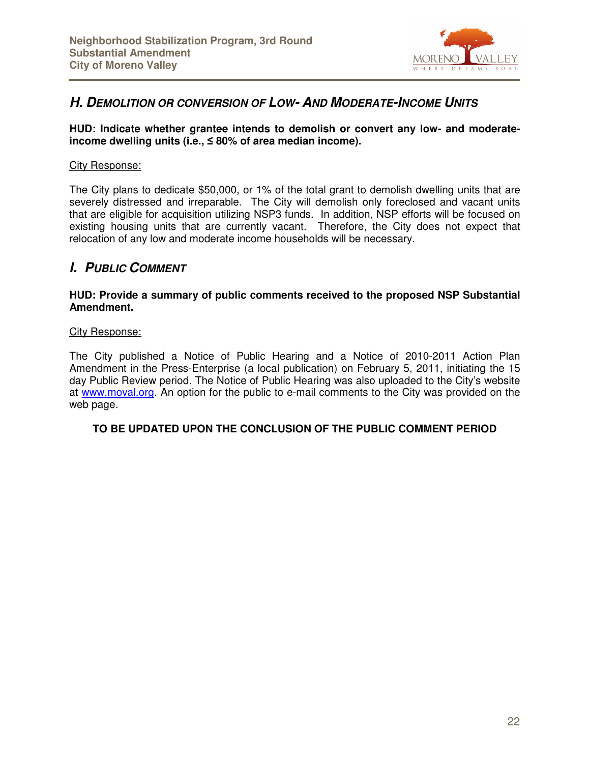## *H. Demolition or Conversion of Low- and Moderate-Income Units*

**HUD: Indicate whether grantee intends to demolish or convert any low- and moderate-income dwelling units (i.e., ≤ 80% of area median income).**

City Response:

The City plans to dedicate $50,000, or 1% of the total grant to demolish dwelling units that are severely distressed and irreparable. The City will demolish only foreclosed and vacant units that are eligible for acquisition utilizing NSP3 funds. In addition, NSP efforts will be focused on existing housing units that are currently vacant. Therefore, the City does not expect that relocation of any low and moderate income households will be necessary.

## *I. Public Comment*

**HUD: Provide a summary of public comments received to the proposed NSP Substantial Amendment.**

City Response:

The City published a Notice of Public Hearing and a Notice of 2010-2011 Action Plan Amendment in the Press-Enterprise (a local publication) on February 5, 2011, initiating the 15 day Public Review period. The Notice of Public Hearing was also uploaded to the City's website at www.moval.org. An option for the public to e-mail comments to the City was provided on the web page.

**TO BE UPDATED UPON THE CONCLUSION OF THE PUBLIC COMMENT PERIOD**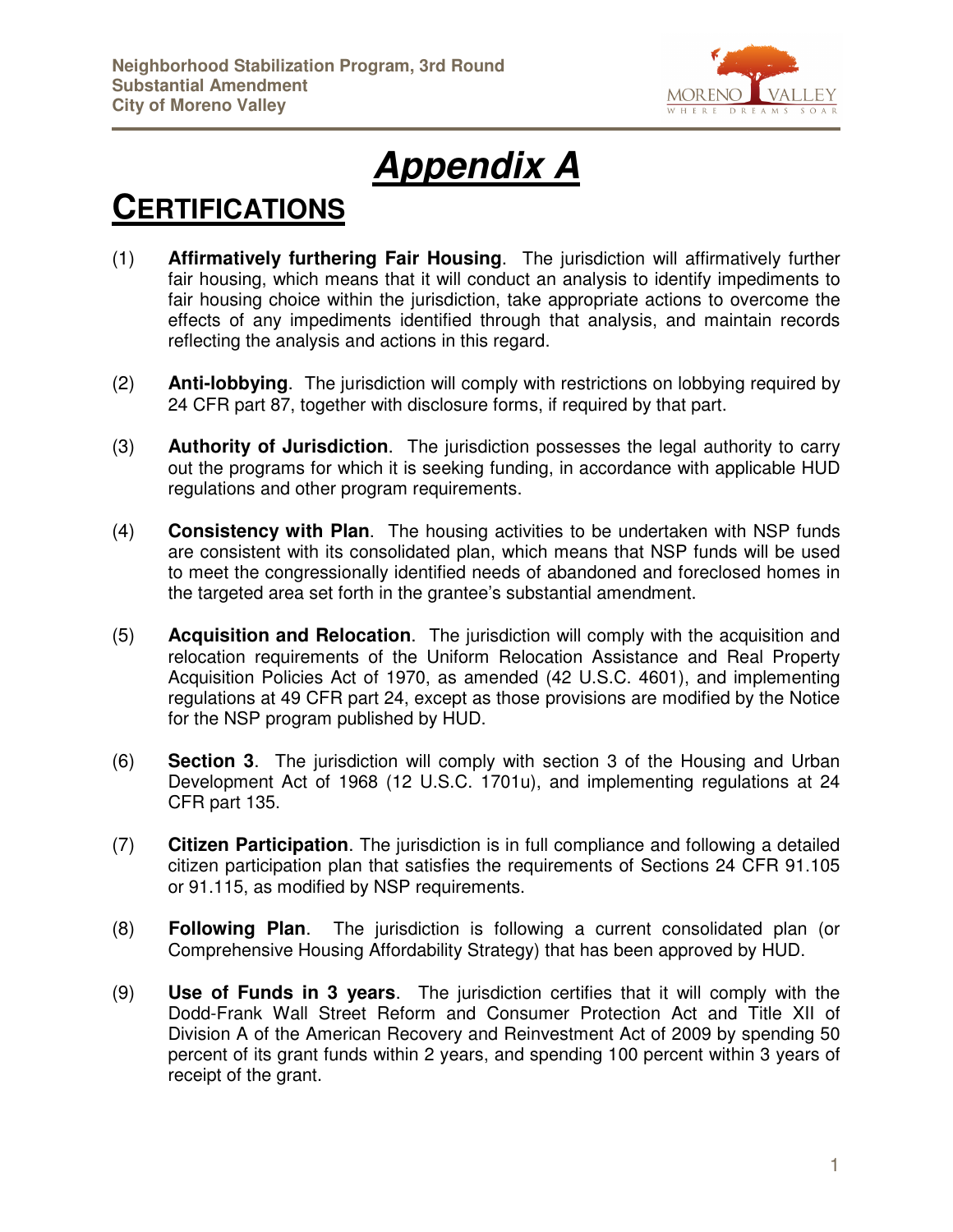# Appendix A

## CERTIFICATIONS

(1) **Affirmatively furthering Fair Housing**. The jurisdiction will affirmatively further fair housing, which means that it will conduct an analysis to identify impediments to fair housing choice within the jurisdiction, take appropriate actions to overcome the effects of any impediments identified through that analysis, and maintain records reflecting the analysis and actions in this regard.

(2) **Anti-lobbying**. The jurisdiction will comply with restrictions on lobbying required by 24 CFR part 87, together with disclosure forms, if required by that part.

(3) **Authority of Jurisdiction**. The jurisdiction possesses the legal authority to carry out the programs for which it is seeking funding, in accordance with applicable HUD regulations and other program requirements.

(4) **Consistency with Plan**. The housing activities to be undertaken with NSP funds are consistent with its consolidated plan, which means that NSP funds will be used to meet the congressionally identified needs of abandoned and foreclosed homes in the targeted area set forth in the grantee's substantial amendment.

(5) **Acquisition and Relocation**. The jurisdiction will comply with the acquisition and relocation requirements of the Uniform Relocation Assistance and Real Property Acquisition Policies Act of 1970, as amended (42 U.S.C. 4601), and implementing regulations at 49 CFR part 24, except as those provisions are modified by the Notice for the NSP program published by HUD.

(6) **Section 3**. The jurisdiction will comply with section 3 of the Housing and Urban Development Act of 1968 (12 U.S.C. 1701u), and implementing regulations at 24 CFR part 135.

(7) **Citizen Participation**. The jurisdiction is in full compliance and following a detailed citizen participation plan that satisfies the requirements of Sections 24 CFR 91.105 or 91.115, as modified by NSP requirements.

(8) **Following Plan**. The jurisdiction is following a current consolidated plan (or Comprehensive Housing Affordability Strategy) that has been approved by HUD.

(9) **Use of Funds in 3 years**. The jurisdiction certifies that it will comply with the Dodd-Frank Wall Street Reform and Consumer Protection Act and Title XII of Division A of the American Recovery and Reinvestment Act of 2009 by spending 50 percent of its grant funds within 2 years, and spending 100 percent within 3 years of receipt of the grant.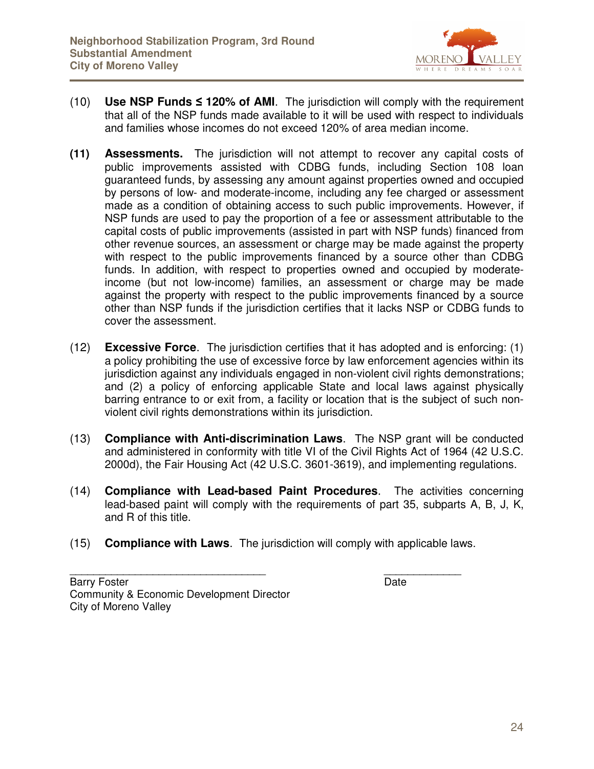(10) **Use NSP Funds ≤ 120% of AMI**. The jurisdiction will comply with the requirement that all of the NSP funds made available to it will be used with respect to individuals and families whose incomes do not exceed 120% of area median income.

**(11) Assessments.** The jurisdiction will not attempt to recover any capital costs of public improvements assisted with CDBG funds, including Section 108 loan guaranteed funds, by assessing any amount against properties owned and occupied by persons of low- and moderate-income, including any fee charged or assessment made as a condition of obtaining access to such public improvements. However, if NSP funds are used to pay the proportion of a fee or assessment attributable to the capital costs of public improvements (assisted in part with NSP funds) financed from other revenue sources, an assessment or charge may be made against the property with respect to the public improvements financed by a source other than CDBG funds. In addition, with respect to properties owned and occupied by moderate-income (but not low-income) families, an assessment or charge may be made against the property with respect to the public improvements financed by a source other than NSP funds if the jurisdiction certifies that it lacks NSP or CDBG funds to cover the assessment.

(12) **Excessive Force**. The jurisdiction certifies that it has adopted and is enforcing: (1) a policy prohibiting the use of excessive force by law enforcement agencies within its jurisdiction against any individuals engaged in non-violent civil rights demonstrations; and (2) a policy of enforcing applicable State and local laws against physically barring entrance to or exit from, a facility or location that is the subject of such non-violent civil rights demonstrations within its jurisdiction.

(13) **Compliance with Anti-discrimination Laws**. The NSP grant will be conducted and administered in conformity with title VI of the Civil Rights Act of 1964 (42 U.S.C. 2000d), the Fair Housing Act (42 U.S.C. 3601-3619), and implementing regulations.

(14) **Compliance with Lead-based Paint Procedures**. The activities concerning lead-based paint will comply with the requirements of part 35, subparts A, B, J, K, and R of this title.

(15) **Compliance with Laws**. The jurisdiction will comply with applicable laws.

_________________________________ _____________

Barry Foster Date

Community & Economic Development Director

City of Moreno Valley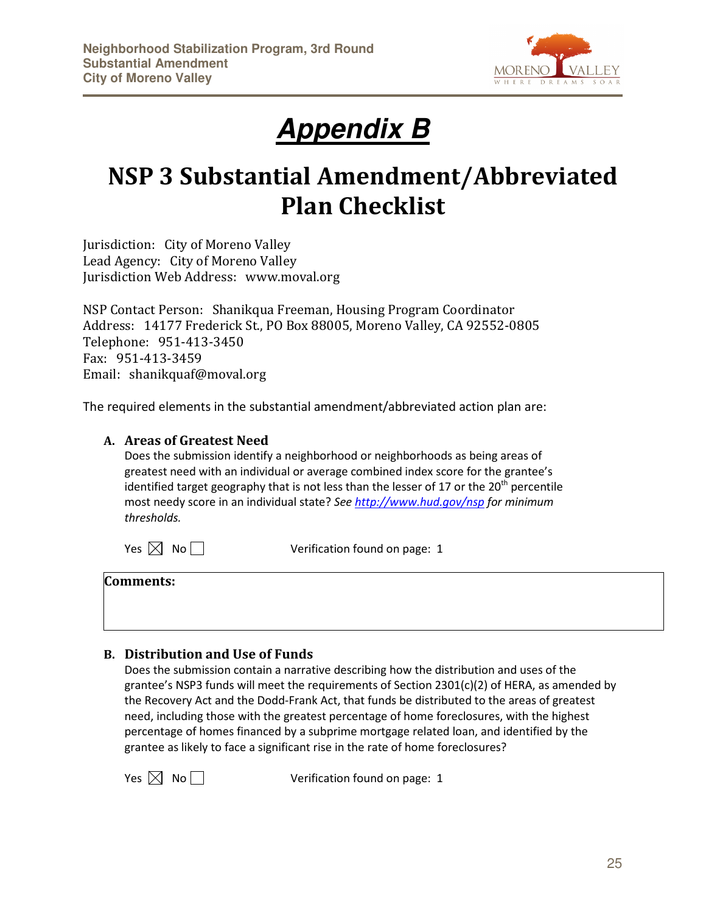# *Appendix B*

## NSP 3 Substantial Amendment/Abbreviated Plan Checklist

Jurisdiction: City of Moreno Valley
Lead Agency: City of Moreno Valley
Jurisdiction Web Address: www.moval.org

NSP Contact Person: Shanikqua Freeman, Housing Program Coordinator
Address: 14177 Frederick St., PO Box 88005, Moreno Valley, CA 92552-0805
Telephone: 951-413-3450
Fax: 951-413-3459
Email: shanikquaf@moval.org

The required elements in the substantial amendment/abbreviated action plan are:

**A. Areas of Greatest Need**

Does the submission identify a neighborhood or neighborhoods as being areas of greatest need with an individual or average combined index score for the grantee's identified target geography that is not less than the lesser of 17 or the 20th percentile most needy score in an individual state? *See [http://www.hud.gov/nsp](http://www.hud.gov/nsp) for minimum thresholds.*

Yes ☒ No ☐ Verification found on page: 1

**Comments:**

**B. Distribution and Use of Funds**

Does the submission contain a narrative describing how the distribution and uses of the grantee's NSP3 funds will meet the requirements of Section 2301(c)(2) of HERA, as amended by the Recovery Act and the Dodd-Frank Act, that funds be distributed to the areas of greatest need, including those with the greatest percentage of home foreclosures, with the highest percentage of homes financed by a subprime mortgage related loan, and identified by the grantee as likely to face a significant rise in the rate of home foreclosures?

Yes ☒ No ☐ Verification found on page: 1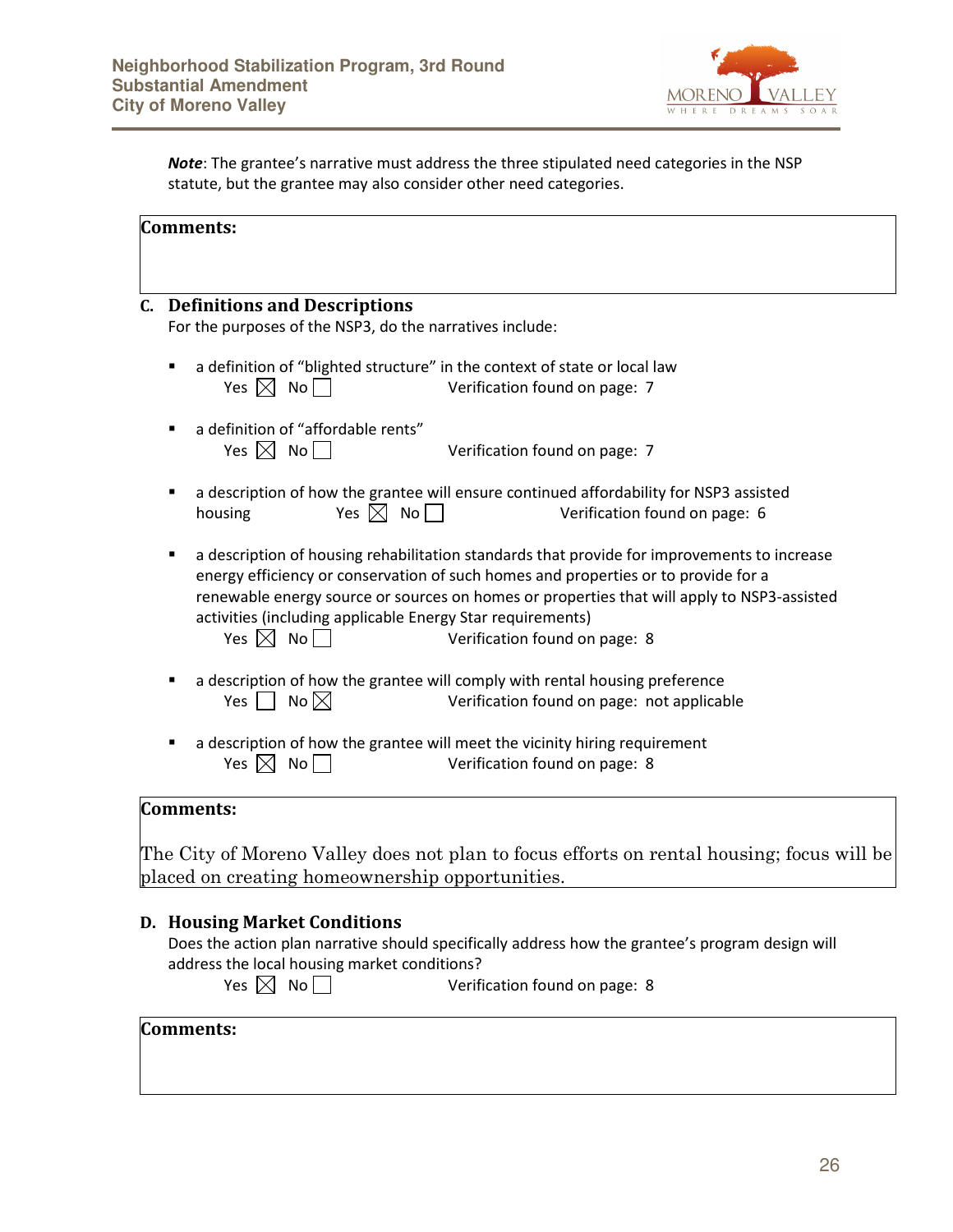***Note***: The grantee's narrative must address the three stipulated need categories in the NSP statute, but the grantee may also consider other need categories.

**Comments:**

## C. Definitions and Descriptions

For the purposes of the NSP3, do the narratives include:

- a definition of "blighted structure" in the context of state or local law
  Yes ☒ No ☐ Verification found on page: 7

- a definition of "affordable rents"
  Yes ☒ No ☐ Verification found on page: 7

- a description of how the grantee will ensure continued affordability for NSP3 assisted housing Yes ☒ No ☐ Verification found on page: 6

- a description of housing rehabilitation standards that provide for improvements to increase energy efficiency or conservation of such homes and properties or to provide for a renewable energy source or sources on homes or properties that will apply to NSP3-assisted activities (including applicable Energy Star requirements)
  Yes ☒ No ☐ Verification found on page: 8

- a description of how the grantee will comply with rental housing preference
  Yes ☐ No ☒ Verification found on page: not applicable

- a description of how the grantee will meet the vicinity hiring requirement
  Yes ☒ No ☐ Verification found on page: 8

**Comments:**

The City of Moreno Valley does not plan to focus efforts on rental housing; focus will be placed on creating homeownership opportunities.

## D. Housing Market Conditions

Does the action plan narrative should specifically address how the grantee's program design will address the local housing market conditions?

Yes ☒ No ☐ Verification found on page: 8

**Comments:**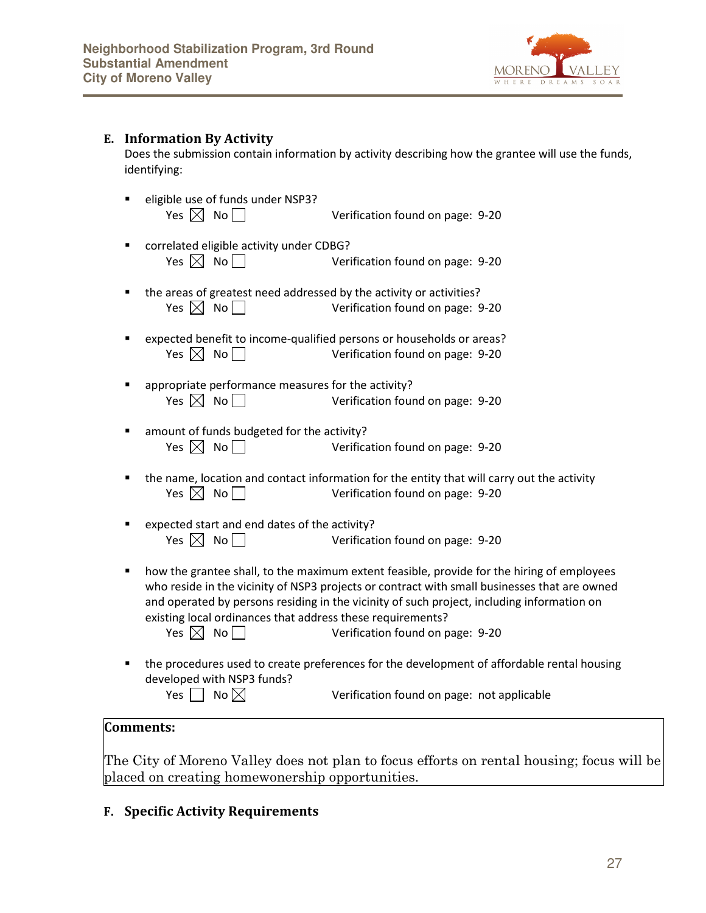## E. Information By Activity

Does the submission contain information by activity describing how the grantee will use the funds, identifying:

- eligible use of funds under NSP3?
  Yes ☒ No ☐ Verification found on page: 9-20

- correlated eligible activity under CDBG?
  Yes ☒ No ☐ Verification found on page: 9-20

- the areas of greatest need addressed by the activity or activities?
  Yes ☒ No ☐ Verification found on page: 9-20

- expected benefit to income-qualified persons or households or areas?
  Yes ☒ No ☐ Verification found on page: 9-20

- appropriate performance measures for the activity?
  Yes ☒ No ☐ Verification found on page: 9-20

- amount of funds budgeted for the activity?
  Yes ☒ No ☐ Verification found on page: 9-20

- the name, location and contact information for the entity that will carry out the activity
  Yes ☒ No ☐ Verification found on page: 9-20

- expected start and end dates of the activity?
  Yes ☒ No ☐ Verification found on page: 9-20

- how the grantee shall, to the maximum extent feasible, provide for the hiring of employees who reside in the vicinity of NSP3 projects or contract with small businesses that are owned and operated by persons residing in the vicinity of such project, including information on existing local ordinances that address these requirements?
  Yes ☒ No ☐ Verification found on page: 9-20

- the procedures used to create preferences for the development of affordable rental housing developed with NSP3 funds?
  Yes ☐ No ☒ Verification found on page: not applicable

**Comments:**

The City of Moreno Valley does not plan to focus efforts on rental housing; focus will be placed on creating homewonership opportunities.

## F. Specific Activity Requirements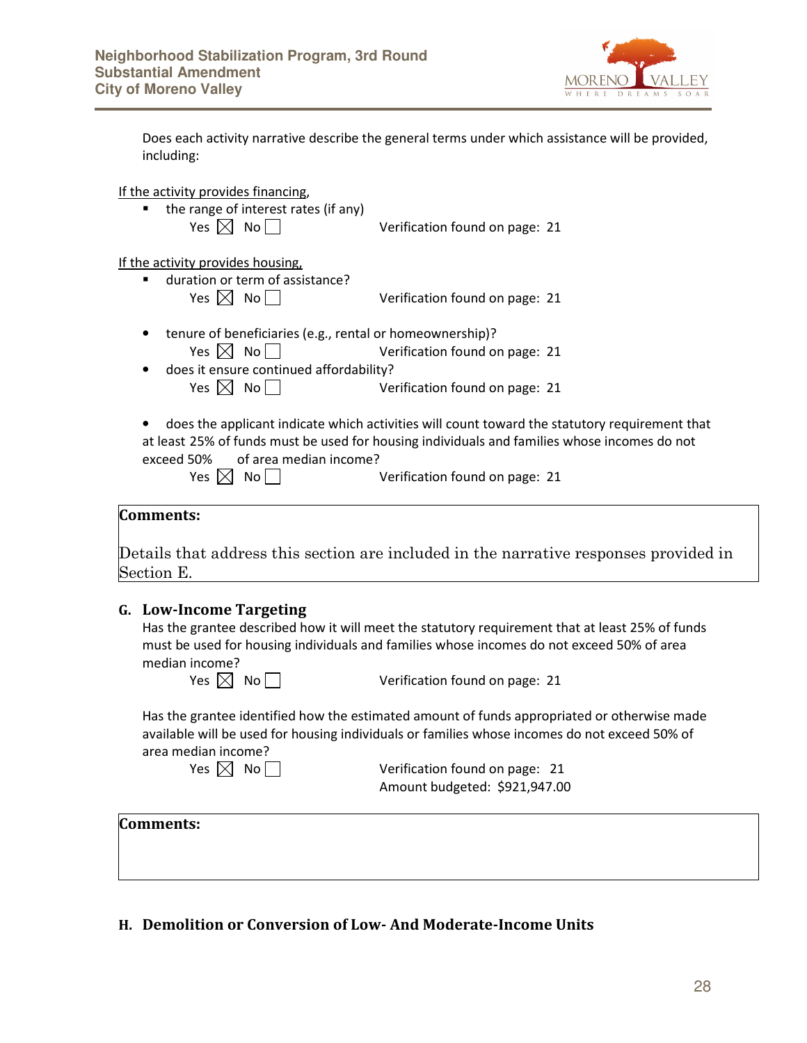Does each activity narrative describe the general terms under which assistance will be provided, including:

If the activity provides financing,

- the range of interest rates (if any)
  Yes ☒ No ☐ Verification found on page: 21

If the activity provides housing,

- duration or term of assistance?
  Yes ☒ No ☐ Verification found on page: 21

- tenure of beneficiaries (e.g., rental or homeownership)?
  Yes ☒ No ☐ Verification found on page: 21
- does it ensure continued affordability?
  Yes ☒ No ☐ Verification found on page: 21

- does the applicant indicate which activities will count toward the statutory requirement that at least 25% of funds must be used for housing individuals and families whose incomes do not exceed 50% of area median income?
  Yes ☒ No ☐ Verification found on page: 21

**Comments:**

Details that address this section are included in the narrative responses provided in Section E.

## G. Low-Income Targeting

Has the grantee described how it will meet the statutory requirement that at least 25% of funds must be used for housing individuals and families whose incomes do not exceed 50% of area median income?

Yes ☒ No ☐ Verification found on page: 21

Has the grantee identified how the estimated amount of funds appropriated or otherwise made available will be used for housing individuals or families whose incomes do not exceed 50% of area median income?

Yes ☒ No ☐ Verification found on page: 21
Amount budgeted: $921,947.00

**Comments:**

## H. Demolition or Conversion of Low- And Moderate-Income Units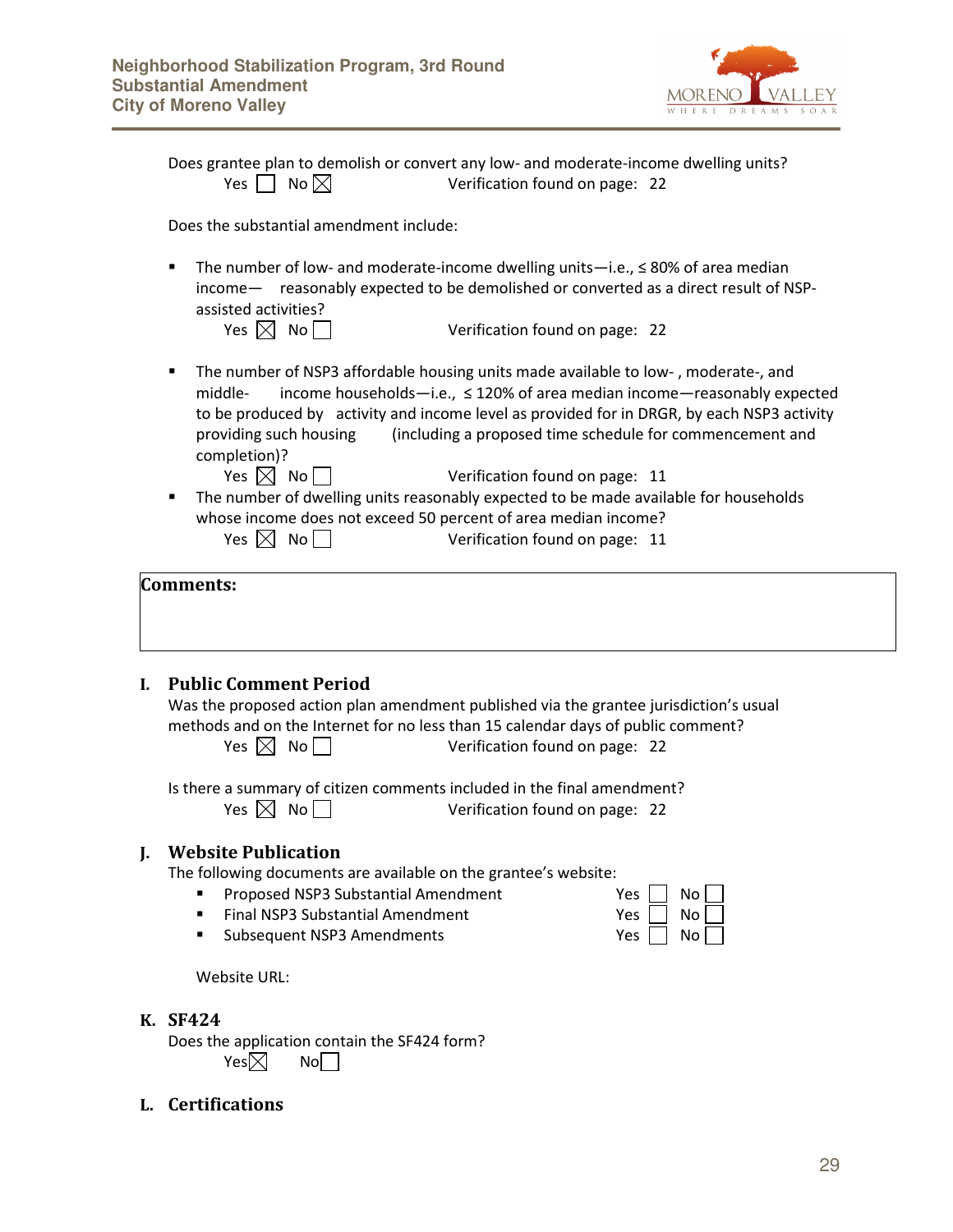Does grantee plan to demolish or convert any low- and moderate-income dwelling units?

Yes ☐ No ☒ Verification found on page: 22

Does the substantial amendment include:

- The number of low- and moderate-income dwelling units—i.e., ≤ 80% of area median income— reasonably expected to be demolished or converted as a direct result of NSP-assisted activities?

  Yes ☒ No ☐ Verification found on page: 22

- The number of NSP3 affordable housing units made available to low- , moderate-, and middle- income households—i.e., ≤ 120% of area median income—reasonably expected to be produced by activity and income level as provided for in DRGR, by each NSP3 activity providing such housing (including a proposed time schedule for commencement and completion)?

  Yes ☒ No ☐ Verification found on page: 11

- The number of dwelling units reasonably expected to be made available for households whose income does not exceed 50 percent of area median income?

  Yes ☒ No ☐ Verification found on page: 11

**Comments:**

## I. Public Comment Period

Was the proposed action plan amendment published via the grantee jurisdiction's usual methods and on the Internet for no less than 15 calendar days of public comment?

Yes ☒ No ☐ Verification found on page: 22

Is there a summary of citizen comments included in the final amendment?

Yes ☒ No ☐ Verification found on page: 22

## J. Website Publication

The following documents are available on the grantee's website:

- Proposed NSP3 Substantial Amendment Yes ☐ No ☐
- Final NSP3 Substantial Amendment Yes ☐ No ☐
- Subsequent NSP3 Amendments Yes ☐ No ☐

Website URL:

## K. SF424

Does the application contain the SF424 form?

Yes ☒ No ☐

## L. Certifications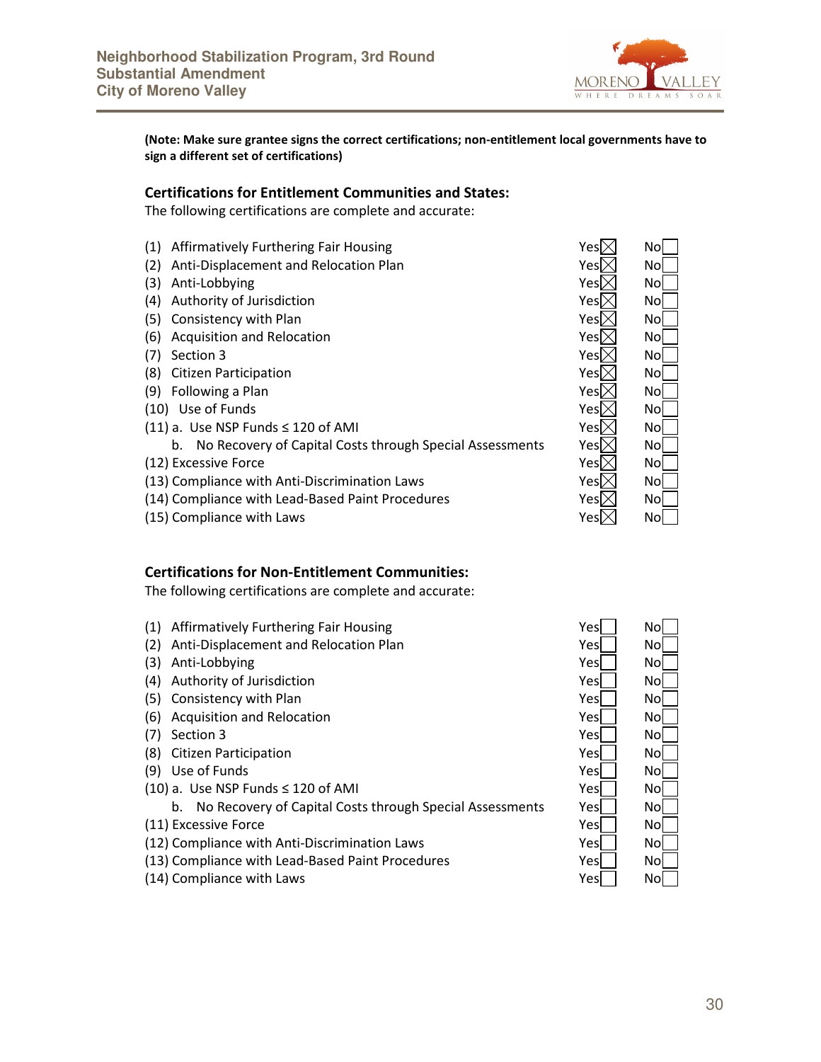**(Note: Make sure grantee signs the correct certifications; non-entitlement local governments have to sign a different set of certifications)**

### Certifications for Entitlement Communities and States:

The following certifications are complete and accurate:

| Certification | Yes | No |
|---|---|---|
| (1) Affirmatively Furthering Fair Housing | ☒ | ☐ |
| (2) Anti-Displacement and Relocation Plan | ☒ | ☐ |
| (3) Anti-Lobbying | ☒ | ☐ |
| (4) Authority of Jurisdiction | ☒ | ☐ |
| (5) Consistency with Plan | ☒ | ☐ |
| (6) Acquisition and Relocation | ☒ | ☐ |
| (7) Section 3 | ☒ | ☐ |
| (8) Citizen Participation | ☒ | ☐ |
| (9) Following a Plan | ☒ | ☐ |
| (10) Use of Funds | ☒ | ☐ |
| (11) a. Use NSP Funds ≤ 120 of AMI | ☒ | ☐ |
| b. No Recovery of Capital Costs through Special Assessments | ☒ | ☐ |
| (12) Excessive Force | ☒ | ☐ |
| (13) Compliance with Anti-Discrimination Laws | ☒ | ☐ |
| (14) Compliance with Lead-Based Paint Procedures | ☒ | ☐ |
| (15) Compliance with Laws | ☒ | ☐ |

### Certifications for Non-Entitlement Communities:

The following certifications are complete and accurate:

| Certification | Yes | No |
|---|---|---|
| (1) Affirmatively Furthering Fair Housing | ☐ | ☐ |
| (2) Anti-Displacement and Relocation Plan | ☐ | ☐ |
| (3) Anti-Lobbying | ☐ | ☐ |
| (4) Authority of Jurisdiction | ☐ | ☐ |
| (5) Consistency with Plan | ☐ | ☐ |
| (6) Acquisition and Relocation | ☐ | ☐ |
| (7) Section 3 | ☐ | ☐ |
| (8) Citizen Participation | ☐ | ☐ |
| (9) Use of Funds | ☐ | ☐ |
| (10) a. Use NSP Funds ≤ 120 of AMI | ☐ | ☐ |
| b. No Recovery of Capital Costs through Special Assessments | ☐ | ☐ |
| (11) Excessive Force | ☐ | ☐ |
| (12) Compliance with Anti-Discrimination Laws | ☐ | ☐ |
| (13) Compliance with Lead-Based Paint Procedures | ☐ | ☐ |
| (14) Compliance with Laws | ☐ | ☐ |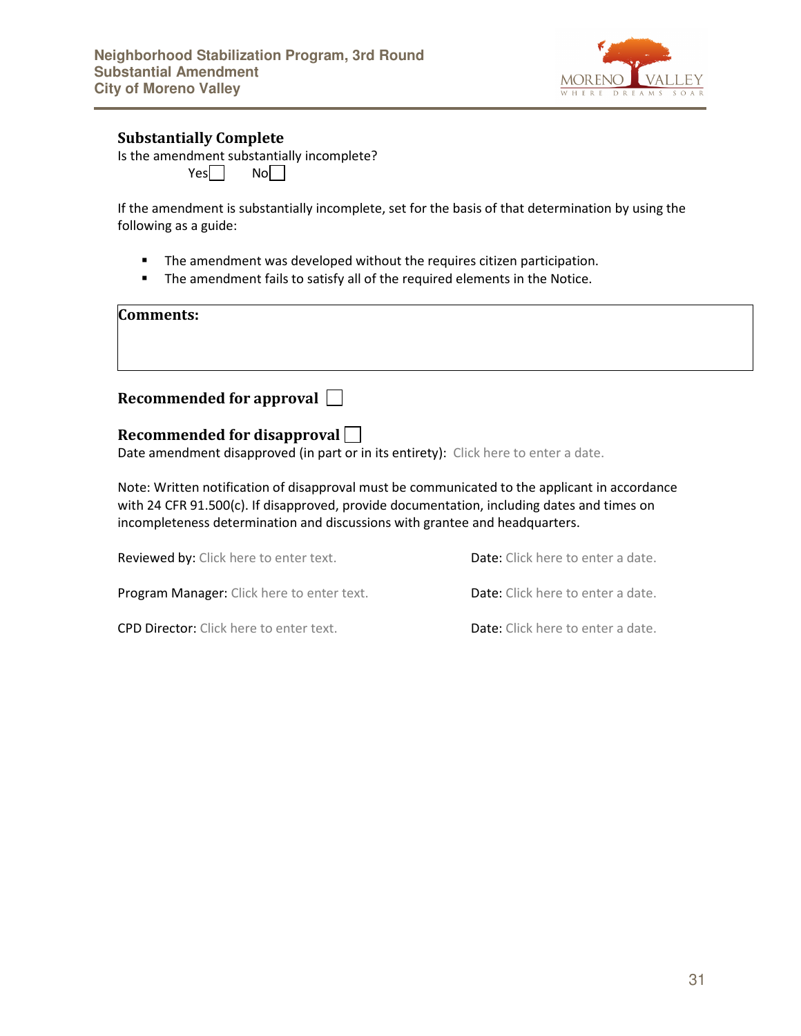### Substantially Complete

Is the amendment substantially incomplete?

Yes ☐ No ☐

If the amendment is substantially incomplete, set for the basis of that determination by using the following as a guide:

- The amendment was developed without the requires citizen participation.
- The amendment fails to satisfy all of the required elements in the Notice.

| Comments: |
|---|
| |

**Recommended for approval** ☐

**Recommended for disapproval** ☐

Date amendment disapproved (in part or in its entirety): Click here to enter a date.

Note: Written notification of disapproval must be communicated to the applicant in accordance with 24 CFR 91.500(c). If disapproved, provide documentation, including dates and times on incompleteness determination and discussions with grantee and headquarters.

Reviewed by: Click here to enter text. Date: Click here to enter a date.

Program Manager: Click here to enter text. Date: Click here to enter a date.

CPD Director: Click here to enter text. Date: Click here to enter a date.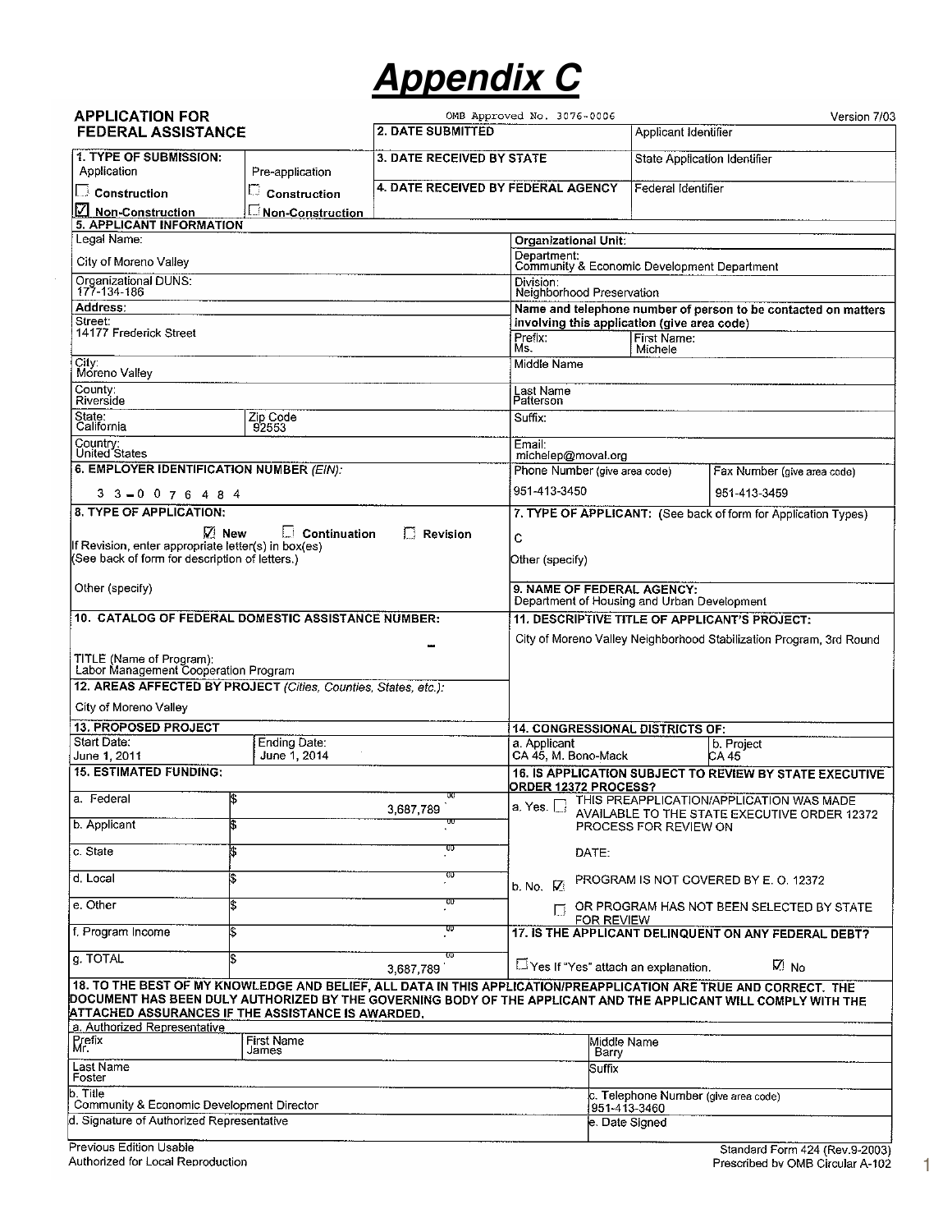# Appendix C

**APPLICATION FOR FEDERAL ASSISTANCE**

OMB Approved No. 3076-0006

Version 7/03

| | | | |
|---|---|---|---|
| **1. TYPE OF SUBMISSION:** | | **2. DATE SUBMITTED** | Applicant Identifier |
| Application | Pre-application | **3. DATE RECEIVED BY STATE** | State Application Identifier |
| ☐ Construction | ☐ Construction | **4. DATE RECEIVED BY FEDERAL AGENCY** | Federal Identifier |
| ☑ Non-Construction | ☐ Non-Construction | | |

**5. APPLICANT INFORMATION**

| | |
|---|---|
| Legal Name: City of Moreno Valley | **Organizational Unit:** Department: Community & Economic Development Department |
| Organizational DUNS: 177-134-186 | Division: Neighborhood Preservation |
| **Address:** Street: 14177 Frederick Street | **Name and telephone number of person to be contacted on matters involving this application (give area code)** Prefix: Ms. First Name: Michele |
| City: Moreno Valley | Middle Name |
| County: Riverside | Last Name: Patterson |
| State: California Zip Code: 92553 | Suffix: |
| Country: United States | Email: michelep@moval.org |
| | Phone Number (give area code): 951-413-3450 Fax Number (give area code): 951-413-3459 |

**6. EMPLOYER IDENTIFICATION NUMBER (EIN):** 33-0076484

**8. TYPE OF APPLICATION:** ☑ New ☐ Continuation ☐ Revision

If Revision, enter appropriate letter(s) in box(es)
(See back of form for description of letters.)

Other (specify)

**7. TYPE OF APPLICANT:** (See back of form for Application Types)

C

Other (specify)

**9. NAME OF FEDERAL AGENCY:** Department of Housing and Urban Development

**10. CATALOG OF FEDERAL DOMESTIC ASSISTANCE NUMBER:** -

TITLE (Name of Program): Labor Management Cooperation Program

**11. DESCRIPTIVE TITLE OF APPLICANT'S PROJECT:** City of Moreno Valley Neighborhood Stabilization Program, 3rd Round

**12. AREAS AFFECTED BY PROJECT** *(Cities, Counties, States, etc.):* City of Moreno Valley

**13. PROPOSED PROJECT**

| Start Date: | Ending Date: |
|---|---|
| June 1, 2011 | June 1, 2014 |

**14. CONGRESSIONAL DISTRICTS OF:**

| a. Applicant | b. Project |
|---|---|
| CA 45, M. Bono-Mack | CA 45 |

**15. ESTIMATED FUNDING:**

| | |
|---|---|
| a. Federal | $ 3,687,789 .00 |
| b. Applicant | $ .00 |
| c. State | $ .00 |
| d. Local | $ .00 |
| e. Other | $ .00 |
| f. Program Income | $ .00 |
| g. TOTAL | $ 3,687,789 .00 |

**16. IS APPLICATION SUBJECT TO REVIEW BY STATE EXECUTIVE ORDER 12372 PROCESS?**

a. Yes. ☐ THIS PREAPPLICATION/APPLICATION WAS MADE AVAILABLE TO THE STATE EXECUTIVE ORDER 12372 PROCESS FOR REVIEW ON

DATE:

b. No. ☑ PROGRAM IS NOT COVERED BY E. O. 12372

☐ OR PROGRAM HAS NOT BEEN SELECTED BY STATE FOR REVIEW

**17. IS THE APPLICANT DELINQUENT ON ANY FEDERAL DEBT?**

☐ Yes If "Yes" attach an explanation. ☑ No

**18. TO THE BEST OF MY KNOWLEDGE AND BELIEF, ALL DATA IN THIS APPLICATION/PREAPPLICATION ARE TRUE AND CORRECT. THE DOCUMENT HAS BEEN DULY AUTHORIZED BY THE GOVERNING BODY OF THE APPLICANT AND THE APPLICANT WILL COMPLY WITH THE ATTACHED ASSURANCES IF THE ASSISTANCE IS AWARDED.**

a. Authorized Representative

| | | |
|---|---|---|
| Prefix: Mr. | First Name: James | Middle Name: Barry |
| Last Name: Foster | | Suffix |
| b. Title: Community & Economic Development Director | | c. Telephone Number (give area code): 951-413-3460 |
| d. Signature of Authorized Representative | | e. Date Signed |

Previous Edition Usable
Authorized for Local Reproduction

Standard Form 424 (Rev.9-2003)
Prescribed by OMB Circular A-102